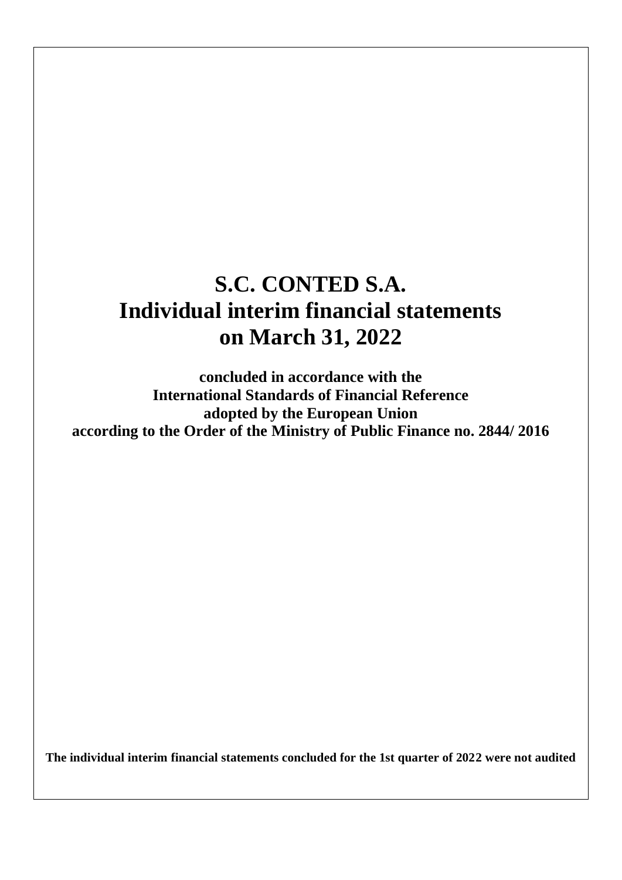# S.C. CONTED S.A.
# Individual interim financial statements
# on March 31, 2022

**concluded in accordance with the**
**International Standards of Financial Reference**
**adopted by the European Union**
**according to the Order of the Ministry of Public Finance no. 2844/ 2016**

**The individual interim financial statements concluded for the 1st quarter of 2022 were not audited**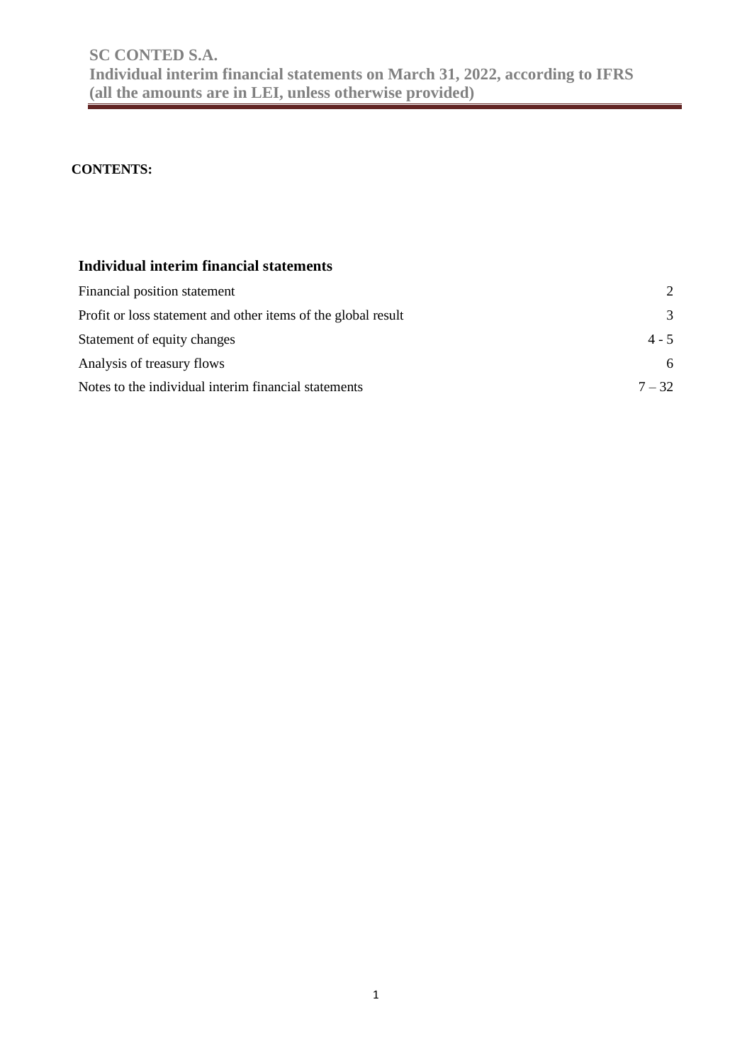**CONTENTS:**

### Individual interim financial statements

| | |
|---|---|
| Financial position statement | 2 |
| Profit or loss statement and other items of the global result | 3 |
| Statement of equity changes | 4 - 5 |
| Analysis of treasury flows | 6 |
| Notes to the individual interim financial statements | 7 – 32 |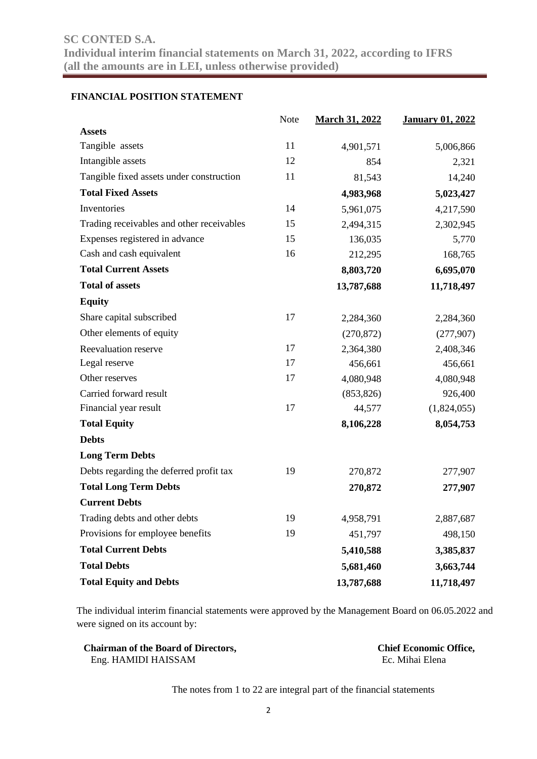## FINANCIAL POSITION STATEMENT

| | Note | March 31, 2022 | January 01, 2022 |
|---|---|---|---|
| **Assets** | | | |
| Tangible assets | 11 | 4,901,571 | 5,006,866 |
| Intangible assets | 12 | 854 | 2,321 |
| Tangible fixed assets under construction | 11 | 81,543 | 14,240 |
| **Total Fixed Assets** | | **4,983,968** | **5,023,427** |
| Inventories | 14 | 5,961,075 | 4,217,590 |
| Trading receivables and other receivables | 15 | 2,494,315 | 2,302,945 |
| Expenses registered in advance | 15 | 136,035 | 5,770 |
| Cash and cash equivalent | 16 | 212,295 | 168,765 |
| **Total Current Assets** | | **8,803,720** | **6,695,070** |
| **Total of assets** | | **13,787,688** | **11,718,497** |
| **Equity** | | | |
| Share capital subscribed | 17 | 2,284,360 | 2,284,360 |
| Other elements of equity | | (270,872) | (277,907) |
| Reevaluation reserve | 17 | 2,364,380 | 2,408,346 |
| Legal reserve | 17 | 456,661 | 456,661 |
| Other reserves | 17 | 4,080,948 | 4,080,948 |
| Carried forward result | | (853,826) | 926,400 |
| Financial year result | 17 | 44,577 | (1,824,055) |
| **Total Equity** | | **8,106,228** | **8,054,753** |
| **Debts** | | | |
| **Long Term Debts** | | | |
| Debts regarding the deferred profit tax | 19 | 270,872 | 277,907 |
| **Total Long Term Debts** | | **270,872** | **277,907** |
| **Current Debts** | | | |
| Trading debts and other debts | 19 | 4,958,791 | 2,887,687 |
| Provisions for employee benefits | 19 | 451,797 | 498,150 |
| **Total Current Debts** | | **5,410,588** | **3,385,837** |
| **Total Debts** | | **5,681,460** | **3,663,744** |
| **Total Equity and Debts** | | **13,787,688** | **11,718,497** |

The individual interim financial statements were approved by the Management Board on 06.05.2022 and were signed on its account by:

**Chairman of the Board of Directors,**
Eng. HAMIDI HAISSAM

**Chief Economic Office,**
Ec. Mihai Elena

The notes from 1 to 22 are integral part of the financial statements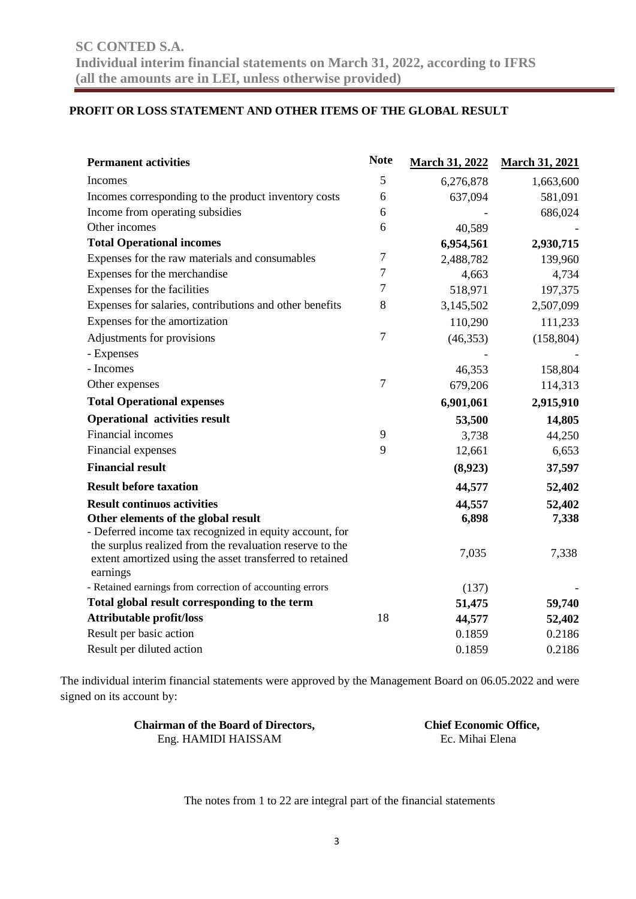## PROFIT OR LOSS STATEMENT AND OTHER ITEMS OF THE GLOBAL RESULT

| **Permanent activities** | **Note** | **March 31, 2022** | **March 31, 2021** |
|---|---|---|---|
| Incomes | 5 | 6,276,878 | 1,663,600 |
| Incomes corresponding to the product inventory costs | 6 | 637,094 | 581,091 |
| Income from operating subsidies | 6 | - | 686,024 |
| Other incomes | 6 | 40,589 | - |
| **Total Operational incomes** | | **6,954,561** | **2,930,715** |
| Expenses for the raw materials and consumables | 7 | 2,488,782 | 139,960 |
| Expenses for the merchandise | 7 | 4,663 | 4,734 |
| Expenses for the facilities | 7 | 518,971 | 197,375 |
| Expenses for salaries, contributions and other benefits | 8 | 3,145,502 | 2,507,099 |
| Expenses for the amortization | | 110,290 | 111,233 |
| Adjustments for provisions | 7 | (46,353) | (158,804) |
| - Expenses | | - | - |
| - Incomes | | 46,353 | 158,804 |
| Other expenses | 7 | 679,206 | 114,313 |
| **Total Operational expenses** | | **6,901,061** | **2,915,910** |
| **Operational activities result** | | **53,500** | **14,805** |
| Financial incomes | 9 | 3,738 | 44,250 |
| Financial expenses | 9 | 12,661 | 6,653 |
| **Financial result** | | **(8,923)** | **37,597** |
| **Result before taxation** | | **44,577** | **52,402** |
| **Result continuos activities** | | **44,557** | **52,402** |
| **Other elements of the global result** | | **6,898** | **7,338** |
| - Deferred income tax recognized in equity account, for the surplus realized from the revaluation reserve to the extent amortized using the asset transferred to retained earnings | | 7,035 | 7,338 |
| - Retained earnings from correction of accounting errors | | (137) | - |
| **Total global result corresponding to the term** | | **51,475** | **59,740** |
| **Attributable profit/loss** | 18 | **44,577** | **52,402** |
| Result per basic action | | 0.1859 | 0.2186 |
| Result per diluted action | | 0.1859 | 0.2186 |

The individual interim financial statements were approved by the Management Board on 06.05.2022 and were signed on its account by:

| **Chairman of the Board of Directors,** | **Chief Economic Office,** |
|---|---|
| Eng. HAMIDI HAISSAM | Ec. Mihai Elena |

The notes from 1 to 22 are integral part of the financial statements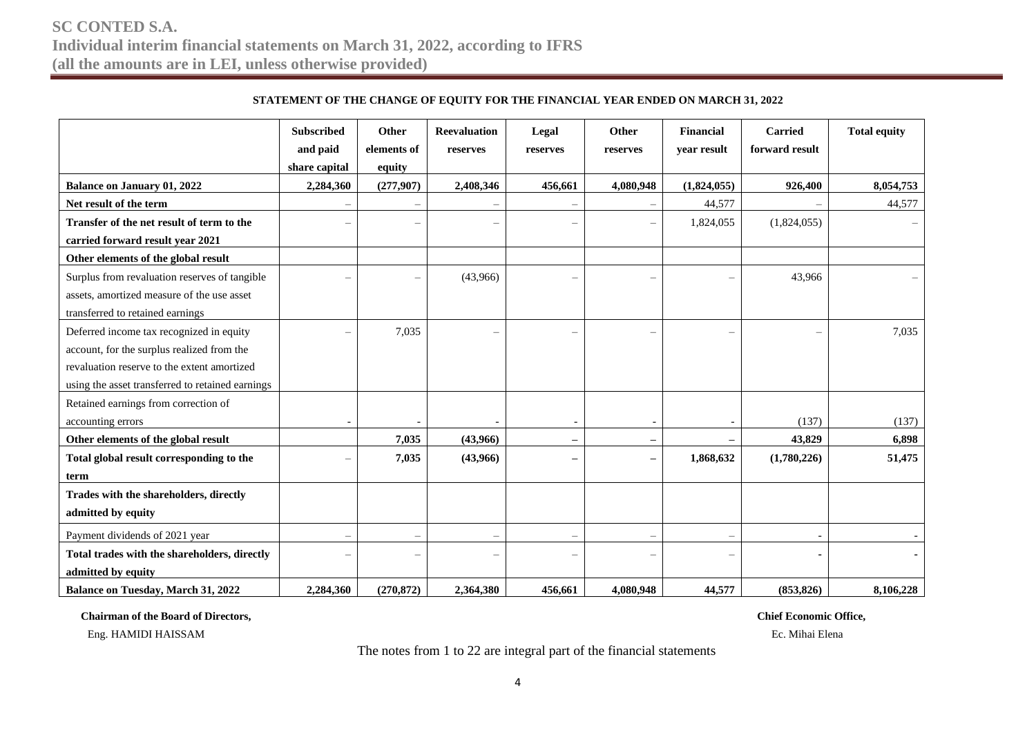**STATEMENT OF THE CHANGE OF EQUITY FOR THE FINANCIAL YEAR ENDED ON MARCH 31, 2022**

| | Subscribed and paid share capital | Other elements of equity | Reevaluation reserves | Legal reserves | Other reserves | Financial year result | Carried forward result | Total equity |
|---|---|---|---|---|---|---|---|---|
| **Balance on January 01, 2022** | **2,284,360** | **(277,907)** | **2,408,346** | **456,661** | **4,080,948** | **(1,824,055)** | **926,400** | **8,054,753** |
| **Net result of the term** | – | – | – | – | – | 44,577 | – | 44,577 |
| **Transfer of the net result of term to the carried forward result year 2021** | – | – | – | – | – | 1,824,055 | (1,824,055) | – |
| **Other elements of the global result** | | | | | | | | |
| Surplus from revaluation reserves of tangible assets, amortized measure of the use asset transferred to retained earnings | – | – | (43,966) | – | – | – | 43,966 | – |
| Deferred income tax recognized in equity account, for the surplus realized from the revaluation reserve to the extent amortized using the asset transferred to retained earnings | – | 7,035 | – | – | – | – | – | 7,035 |
| Retained earnings from correction of accounting errors | - | - | - | - | - | - | (137) | (137) |
| **Other elements of the global result** | | **7,035** | **(43,966)** | **–** | **–** | **–** | **43,829** | **6,898** |
| **Total global result corresponding to the term** | – | **7,035** | **(43,966)** | **–** | **–** | **1,868,632** | **(1,780,226)** | **51,475** |
| **Trades with the shareholders, directly admitted by equity** | | | | | | | | |
| Payment dividends of 2021 year | – | – | – | – | – | – | - | - |
| **Total trades with the shareholders, directly admitted by equity** | – | – | – | – | – | – | **-** | **-** |
| **Balance on Tuesday, March 31, 2022** | **2,284,360** | **(270,872)** | **2,364,380** | **456,661** | **4,080,948** | **44,577** | **(853,826)** | **8,106,228** |

**Chairman of the Board of Directors,**
Eng. HAMIDI HAISSAM

**Chief Economic Office,**
Ec. Mihai Elena

The notes from 1 to 22 are integral part of the financial statements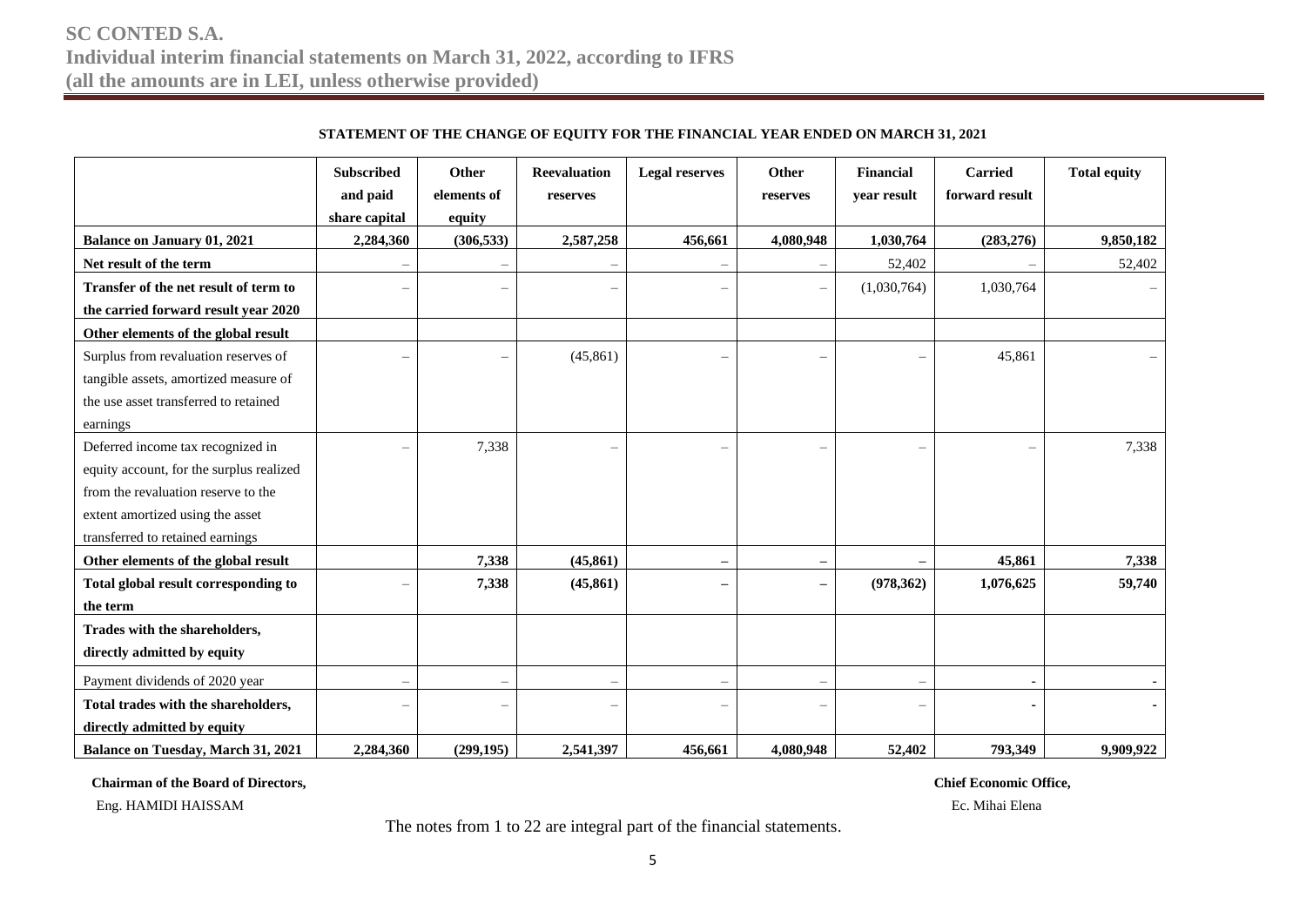**SC CONTED S.A.**
**Individual interim financial statements on March 31, 2022, according to IFRS**
**(all the amounts are in LEI, unless otherwise provided)**

**STATEMENT OF THE CHANGE OF EQUITY FOR THE FINANCIAL YEAR ENDED ON MARCH 31, 2021**

| | Subscribed and paid share capital | Other elements of equity | Reevaluation reserves | Legal reserves | Other reserves | Financial year result | Carried forward result | Total equity |
|---|---|---|---|---|---|---|---|---|
| **Balance on January 01, 2021** | **2,284,360** | **(306,533)** | **2,587,258** | **456,661** | **4,080,948** | **1,030,764** | **(283,276)** | **9,850,182** |
| **Net result of the term** | – | – | – | – | – | 52,402 | – | 52,402 |
| **Transfer of the net result of term to the carried forward result year 2020** | – | – | – | – | – | (1,030,764) | 1,030,764 | – |
| **Other elements of the global result** | | | | | | | | |
| Surplus from revaluation reserves of tangible assets, amortized measure of the use asset transferred to retained earnings | – | – | (45,861) | – | – | – | 45,861 | – |
| Deferred income tax recognized in equity account, for the surplus realized from the revaluation reserve to the extent amortized using the asset transferred to retained earnings | – | 7,338 | – | – | – | – | – | 7,338 |
| **Other elements of the global result** | | **7,338** | **(45,861)** | **–** | **–** | **–** | **45,861** | **7,338** |
| **Total global result corresponding to the term** | – | **7,338** | **(45,861)** | **–** | **–** | **(978,362)** | **1,076,625** | **59,740** |
| **Trades with the shareholders, directly admitted by equity** | | | | | | | | |
| Payment dividends of 2020 year | – | – | – | – | – | – | - | - |
| **Total trades with the shareholders, directly admitted by equity** | – | – | – | – | – | – | **-** | **-** |
| **Balance on Tuesday, March 31, 2021** | **2,284,360** | **(299,195)** | **2,541,397** | **456,661** | **4,080,948** | **52,402** | **793,349** | **9,909,922** |

**Chairman of the Board of Directors,**
Eng. HAMIDI HAISSAM

**Chief Economic Office,**
Ec. Mihai Elena

The notes from 1 to 22 are integral part of the financial statements.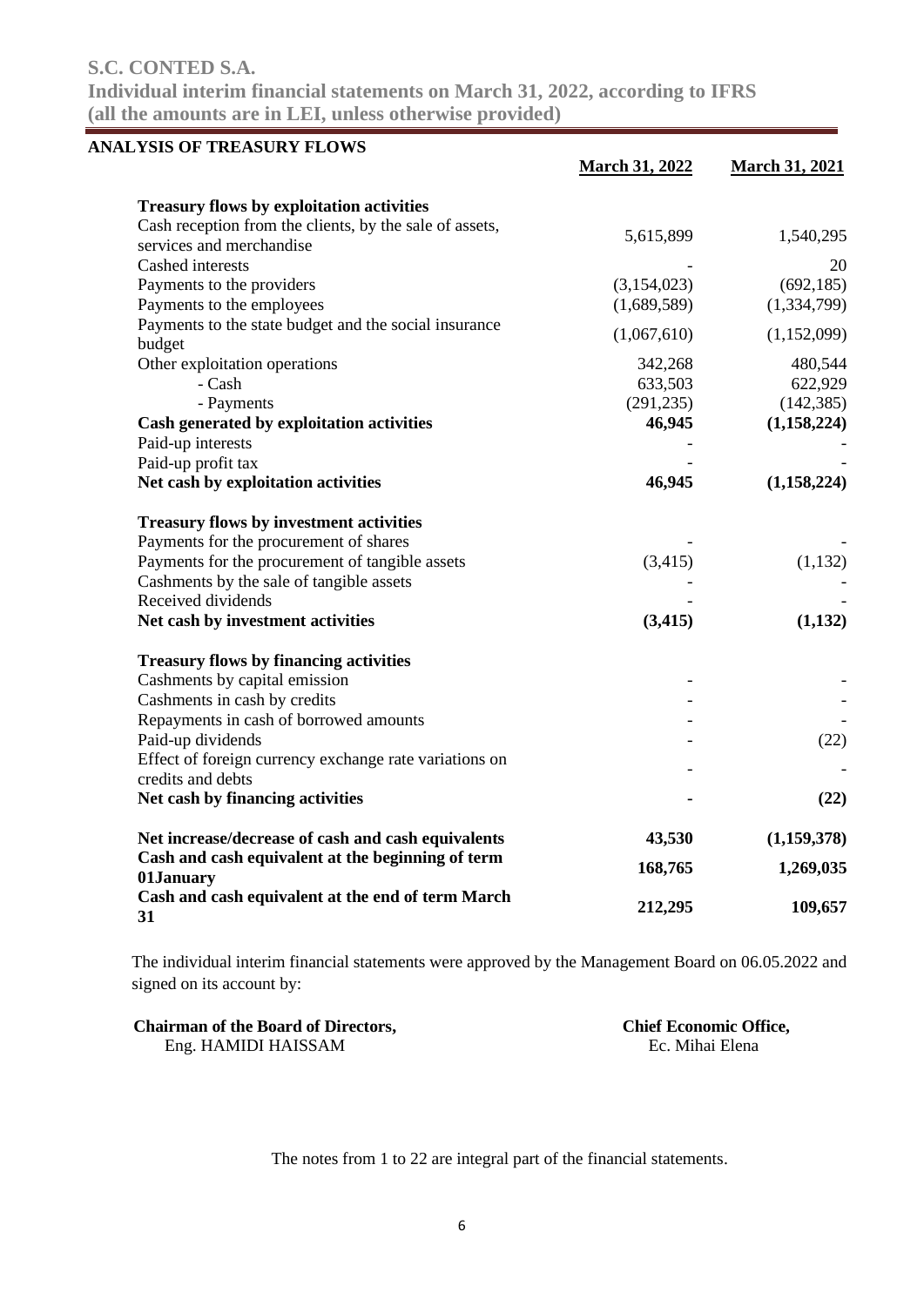# S.C. CONTED S.A.

**Individual interim financial statements on March 31, 2022, according to IFRS**
**(all the amounts are in LEI, unless otherwise provided)**

## ANALYSIS OF TREASURY FLOWS

| | March 31, 2022 | March 31, 2021 |
|---|---|---|
| **Treasury flows by exploitation activities** | | |
| Cash reception from the clients, by the sale of assets, services and merchandise | 5,615,899 | 1,540,295 |
| Cashed interests | - | 20 |
| Payments to the providers | (3,154,023) | (692,185) |
| Payments to the employees | (1,689,589) | (1,334,799) |
| Payments to the state budget and the social insurance budget | (1,067,610) | (1,152,099) |
| Other exploitation operations | 342,268 | 480,544 |
| - Cash | 633,503 | 622,929 |
| - Payments | (291,235) | (142,385) |
| **Cash generated by exploitation activities** | **46,945** | **(1,158,224)** |
| Paid-up interests | - | - |
| Paid-up profit tax | - | - |
| **Net cash by exploitation activities** | **46,945** | **(1,158,224)** |
| | | |
| **Treasury flows by investment activities** | | |
| Payments for the procurement of shares | - | - |
| Payments for the procurement of tangible assets | (3,415) | (1,132) |
| Cashments by the sale of tangible assets | - | - |
| Received dividends | - | - |
| **Net cash by investment activities** | **(3,415)** | **(1,132)** |
| | | |
| **Treasury flows by financing activities** | | |
| Cashments by capital emission | - | - |
| Cashments in cash by credits | - | - |
| Repayments in cash of borrowed amounts | - | - |
| Paid-up dividends | - | (22) |
| Effect of foreign currency exchange rate variations on credits and debts | - | - |
| **Net cash by financing activities** | **-** | **(22)** |
| | | |
| **Net increase/decrease of cash and cash equivalents** | **43,530** | **(1,159,378)** |
| **Cash and cash equivalent at the beginning of term 01January** | **168,765** | **1,269,035** |
| **Cash and cash equivalent at the end of term March 31** | **212,295** | **109,657** |

The individual interim financial statements were approved by the Management Board on 06.05.2022 and signed on its account by:

| **Chairman of the Board of Directors,** | **Chief Economic Office,** |
|---|---|
| Eng. HAMIDI HAISSAM | Ec. Mihai Elena |

The notes from 1 to 22 are integral part of the financial statements.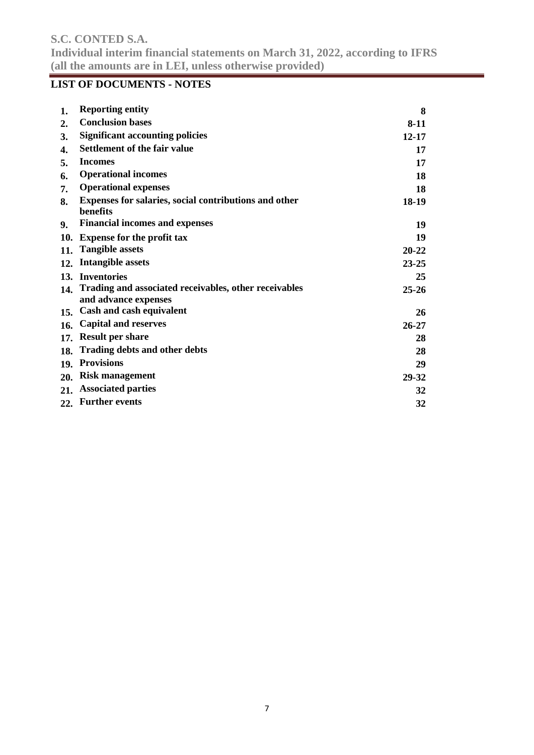## LIST OF DOCUMENTS - NOTES

| No. | Note | Page |
|---|---|---|
| **1.** | **Reporting entity** | **8** |
| **2.** | **Conclusion bases** | **8-11** |
| **3.** | **Significant accounting policies** | **12-17** |
| **4.** | **Settlement of the fair value** | **17** |
| **5.** | **Incomes** | **17** |
| **6.** | **Operational incomes** | **18** |
| **7.** | **Operational expenses** | **18** |
| **8.** | **Expenses for salaries, social contributions and other benefits** | **18-19** |
| **9.** | **Financial incomes and expenses** | **19** |
| **10.** | **Expense for the profit tax** | **19** |
| **11.** | **Tangible assets** | **20-22** |
| **12.** | **Intangible assets** | **23-25** |
| **13.** | **Inventories** | **25** |
| **14.** | **Trading and associated receivables, other receivables and advance expenses** | **25-26** |
| **15.** | **Cash and cash equivalent** | **26** |
| **16.** | **Capital and reserves** | **26-27** |
| **17.** | **Result per share** | **28** |
| **18.** | **Trading debts and other debts** | **28** |
| **19.** | **Provisions** | **29** |
| **20.** | **Risk management** | **29-32** |
| **21.** | **Associated parties** | **32** |
| **22.** | **Further events** | **32** |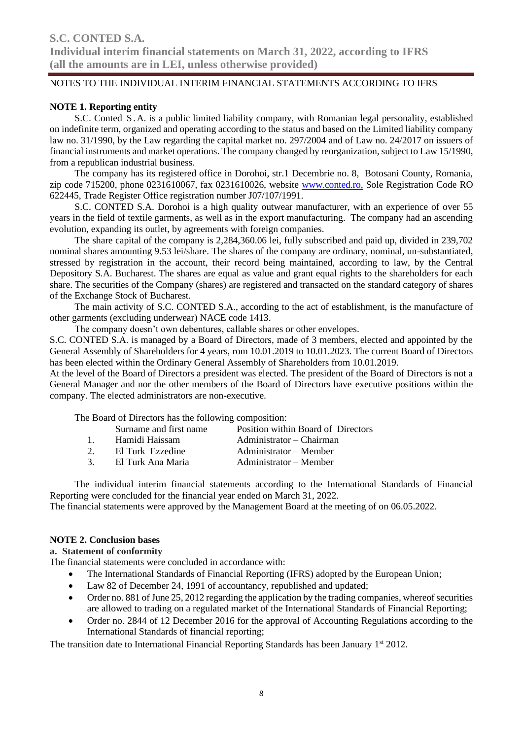NOTES TO THE INDIVIDUAL INTERIM FINANCIAL STATEMENTS ACCORDING TO IFRS

**NOTE 1. Reporting entity**

S.C. Conted S.A. is a public limited liability company, with Romanian legal personality, established on indefinite term, organized and operating according to the status and based on the Limited liability company law no. 31/1990, by the Law regarding the capital market no. 297/2004 and of Law no. 24/2017 on issuers of financial instruments and market operations. The company changed by reorganization, subject to Law 15/1990, from a republican industrial business.

The company has its registered office in Dorohoi, str.1 Decembrie no. 8, Botosani County, Romania, zip code 715200, phone 0231610067, fax 0231610026, website www.conted.ro, Sole Registration Code RO 622445, Trade Register Office registration number J07/107/1991.

S.C. CONTED S.A. Dorohoi is a high quality outwear manufacturer, with an experience of over 55 years in the field of textile garments, as well as in the export manufacturing. The company had an ascending evolution, expanding its outlet, by agreements with foreign companies.

The share capital of the company is 2,284,360.06 lei, fully subscribed and paid up, divided in 239,702 nominal shares amounting 9.53 lei/share. The shares of the company are ordinary, nominal, un-substantiated, stressed by registration in the account, their record being maintained, according to law, by the Central Depository S.A. Bucharest. The shares are equal as value and grant equal rights to the shareholders for each share. The securities of the Company (shares) are registered and transacted on the standard category of shares of the Exchange Stock of Bucharest.

The main activity of S.C. CONTED S.A., according to the act of establishment, is the manufacture of other garments (excluding underwear) NACE code 1413.

The company doesn't own debentures, callable shares or other envelopes.

S.C. CONTED S.A. is managed by a Board of Directors, made of 3 members, elected and appointed by the General Assembly of Shareholders for 4 years, rom 10.01.2019 to 10.01.2023. The current Board of Directors has been elected within the Ordinary General Assembly of Shareholders from 10.01.2019.

At the level of the Board of Directors a president was elected. The president of the Board of Directors is not a General Manager and nor the other members of the Board of Directors have executive positions within the company. The elected administrators are non-executive.

The Board of Directors has the following composition:

| | Surname and first name | Position within Board of Directors |
|---|---|---|
| 1. | Hamidi Haissam | Administrator – Chairman |
| 2. | El Turk Ezzedine | Administrator – Member |
| 3. | El Turk Ana Maria | Administrator – Member |

The individual interim financial statements according to the International Standards of Financial Reporting were concluded for the financial year ended on March 31, 2022.

The financial statements were approved by the Management Board at the meeting of on 06.05.2022.

**NOTE 2. Conclusion bases**

**a. Statement of conformity**

The financial statements were concluded in accordance with:

- The International Standards of Financial Reporting (IFRS) adopted by the European Union;
- Law 82 of December 24, 1991 of accountancy, republished and updated;
- Order no. 881 of June 25, 2012 regarding the application by the trading companies, whereof securities are allowed to trading on a regulated market of the International Standards of Financial Reporting;
- Order no. 2844 of 12 December 2016 for the approval of Accounting Regulations according to the International Standards of financial reporting;

The transition date to International Financial Reporting Standards has been January 1st 2012.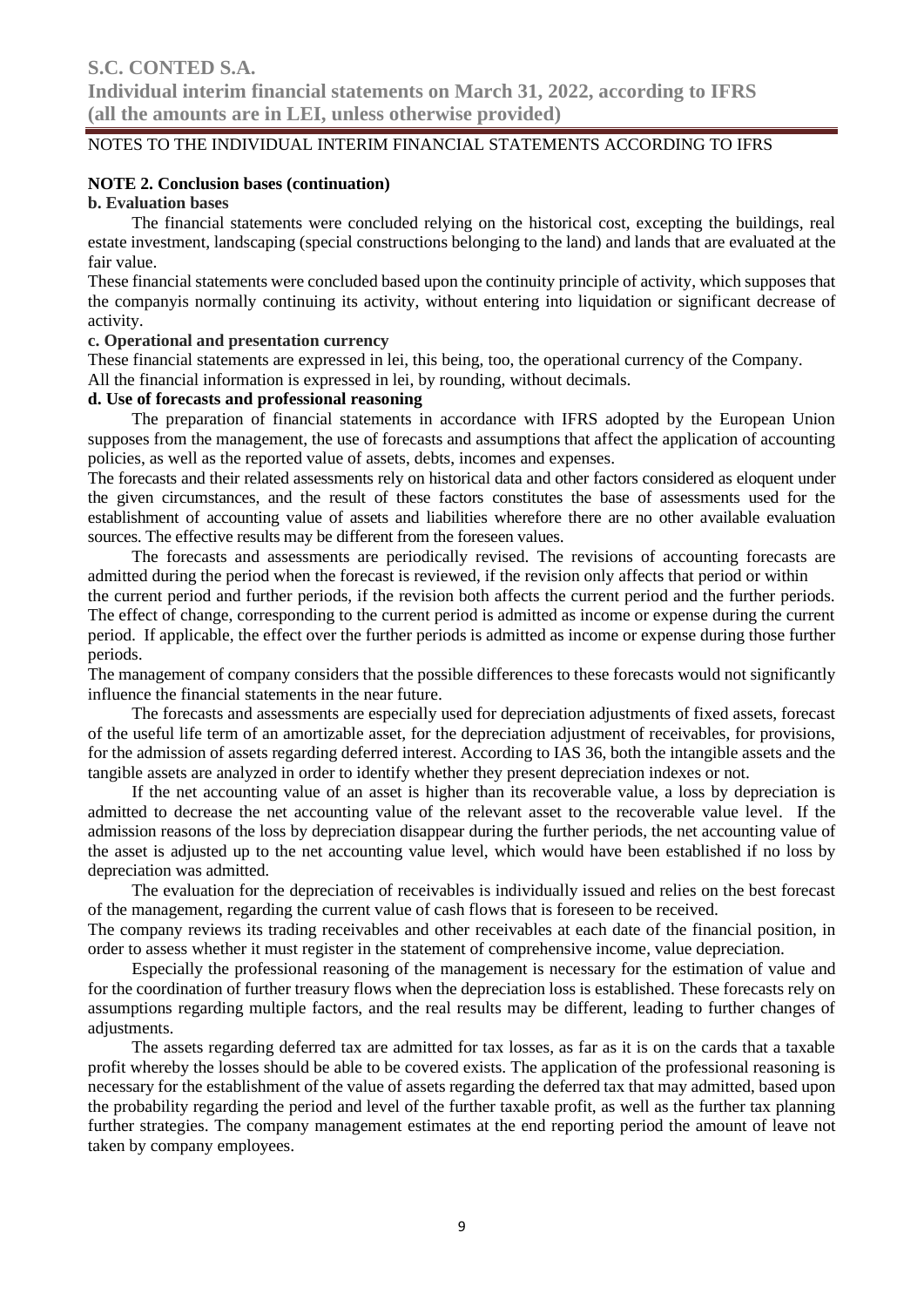NOTES TO THE INDIVIDUAL INTERIM FINANCIAL STATEMENTS ACCORDING TO IFRS

**NOTE 2. Conclusion bases (continuation)**

**b. Evaluation bases**

The financial statements were concluded relying on the historical cost, excepting the buildings, real estate investment, landscaping (special constructions belonging to the land) and lands that are evaluated at the fair value.

These financial statements were concluded based upon the continuity principle of activity, which supposes that the companyis normally continuing its activity, without entering into liquidation or significant decrease of activity.

**c. Operational and presentation currency**

These financial statements are expressed in lei, this being, too, the operational currency of the Company.

All the financial information is expressed in lei, by rounding, without decimals.

**d. Use of forecasts and professional reasoning**

The preparation of financial statements in accordance with IFRS adopted by the European Union supposes from the management, the use of forecasts and assumptions that affect the application of accounting policies, as well as the reported value of assets, debts, incomes and expenses.

The forecasts and their related assessments rely on historical data and other factors considered as eloquent under the given circumstances, and the result of these factors constitutes the base of assessments used for the establishment of accounting value of assets and liabilities wherefore there are no other available evaluation sources. The effective results may be different from the foreseen values.

The forecasts and assessments are periodically revised. The revisions of accounting forecasts are admitted during the period when the forecast is reviewed, if the revision only affects that period or within the current period and further periods, if the revision both affects the current period and the further periods. The effect of change, corresponding to the current period is admitted as income or expense during the current period. If applicable, the effect over the further periods is admitted as income or expense during those further periods.

The management of company considers that the possible differences to these forecasts would not significantly influence the financial statements in the near future.

The forecasts and assessments are especially used for depreciation adjustments of fixed assets, forecast of the useful life term of an amortizable asset, for the depreciation adjustment of receivables, for provisions, for the admission of assets regarding deferred interest. According to IAS 36, both the intangible assets and the tangible assets are analyzed in order to identify whether they present depreciation indexes or not.

If the net accounting value of an asset is higher than its recoverable value, a loss by depreciation is admitted to decrease the net accounting value of the relevant asset to the recoverable value level. If the admission reasons of the loss by depreciation disappear during the further periods, the net accounting value of the asset is adjusted up to the net accounting value level, which would have been established if no loss by depreciation was admitted.

The evaluation for the depreciation of receivables is individually issued and relies on the best forecast of the management, regarding the current value of cash flows that is foreseen to be received.

The company reviews its trading receivables and other receivables at each date of the financial position, in order to assess whether it must register in the statement of comprehensive income, value depreciation.

Especially the professional reasoning of the management is necessary for the estimation of value and for the coordination of further treasury flows when the depreciation loss is established. These forecasts rely on assumptions regarding multiple factors, and the real results may be different, leading to further changes of adjustments.

The assets regarding deferred tax are admitted for tax losses, as far as it is on the cards that a taxable profit whereby the losses should be able to be covered exists. The application of the professional reasoning is necessary for the establishment of the value of assets regarding the deferred tax that may admitted, based upon the probability regarding the period and level of the further taxable profit, as well as the further tax planning further strategies. The company management estimates at the end reporting period the amount of leave not taken by company employees.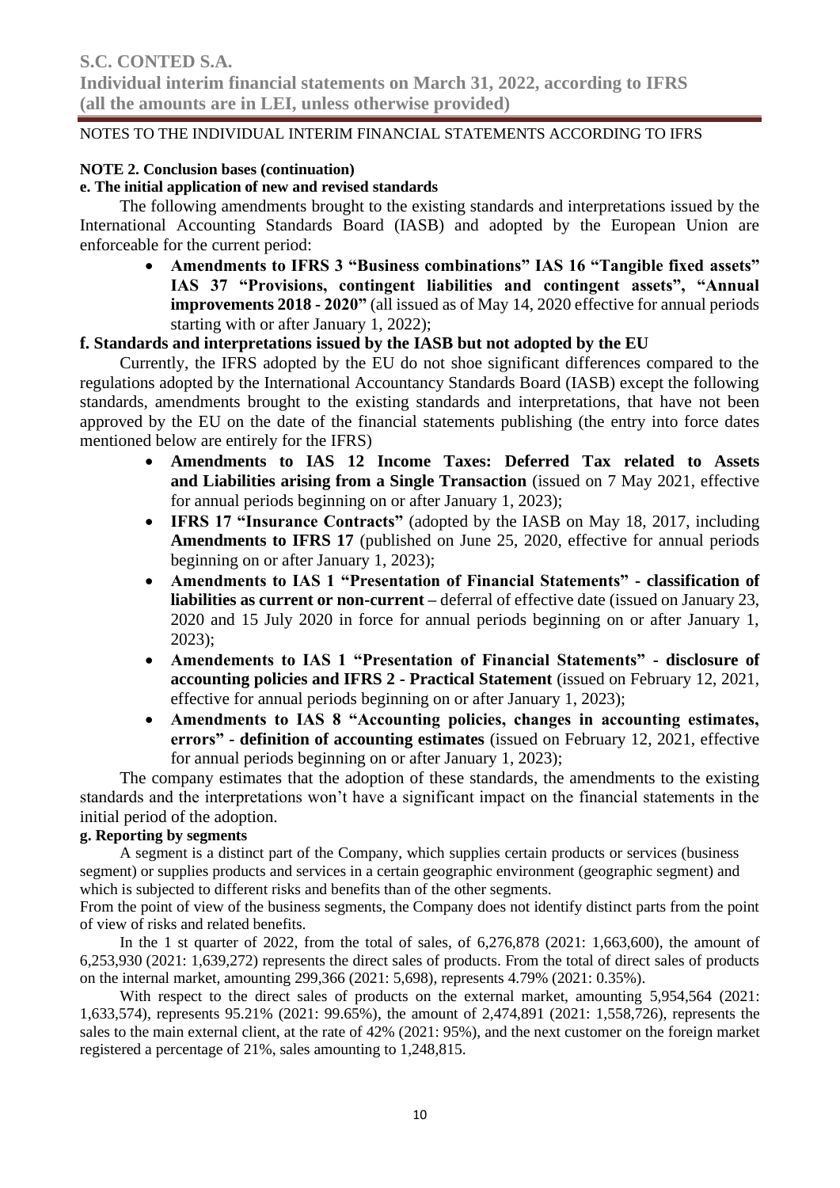NOTES TO THE INDIVIDUAL INTERIM FINANCIAL STATEMENTS ACCORDING TO IFRS

**NOTE 2. Conclusion bases (continuation)**

**e. The initial application of new and revised standards**

The following amendments brought to the existing standards and interpretations issued by the International Accounting Standards Board (IASB) and adopted by the European Union are enforceable for the current period:

- **Amendments to IFRS 3 "Business combinations" IAS 16 "Tangible fixed assets" IAS 37 "Provisions, contingent liabilities and contingent assets", "Annual improvements 2018 - 2020"** (all issued as of May 14, 2020 effective for annual periods starting with or after January 1, 2022);

**f. Standards and interpretations issued by the IASB but not adopted by the EU**

Currently, the IFRS adopted by the EU do not shoe significant differences compared to the regulations adopted by the International Accountancy Standards Board (IASB) except the following standards, amendments brought to the existing standards and interpretations, that have not been approved by the EU on the date of the financial statements publishing (the entry into force dates mentioned below are entirely for the IFRS)

- **Amendments to IAS 12 Income Taxes: Deferred Tax related to Assets and Liabilities arising from a Single Transaction** (issued on 7 May 2021, effective for annual periods beginning on or after January 1, 2023);
- **IFRS 17 "Insurance Contracts"** (adopted by the IASB on May 18, 2017, including **Amendments to IFRS 17** (published on June 25, 2020, effective for annual periods beginning on or after January 1, 2023);
- **Amendments to IAS 1 "Presentation of Financial Statements" - classification of liabilities as current or non-current –** deferral of effective date (issued on January 23, 2020 and 15 July 2020 in force for annual periods beginning on or after January 1, 2023);
- **Amendements to IAS 1 "Presentation of Financial Statements" - disclosure of accounting policies and IFRS 2 - Practical Statement** (issued on February 12, 2021, effective for annual periods beginning on or after January 1, 2023);
- **Amendments to IAS 8 "Accounting policies, changes in accounting estimates, errors" - definition of accounting estimates** (issued on February 12, 2021, effective for annual periods beginning on or after January 1, 2023);

The company estimates that the adoption of these standards, the amendments to the existing standards and the interpretations won't have a significant impact on the financial statements in the initial period of the adoption.

**g. Reporting by segments**

A segment is a distinct part of the Company, which supplies certain products or services (business segment) or supplies products and services in a certain geographic environment (geographic segment) and which is subjected to different risks and benefits than of the other segments.

From the point of view of the business segments, the Company does not identify distinct parts from the point of view of risks and related benefits.

In the 1 st quarter of 2022, from the total of sales, of 6,276,878 (2021: 1,663,600), the amount of 6,253,930 (2021: 1,639,272) represents the direct sales of products. From the total of direct sales of products on the internal market, amounting 299,366 (2021: 5,698), represents 4.79% (2021: 0.35%).

With respect to the direct sales of products on the external market, amounting 5,954,564 (2021: 1,633,574), represents 95.21% (2021: 99.65%), the amount of 2,474,891 (2021: 1,558,726), represents the sales to the main external client, at the rate of 42% (2021: 95%), and the next customer on the foreign market registered a percentage of 21%, sales amounting to 1,248,815.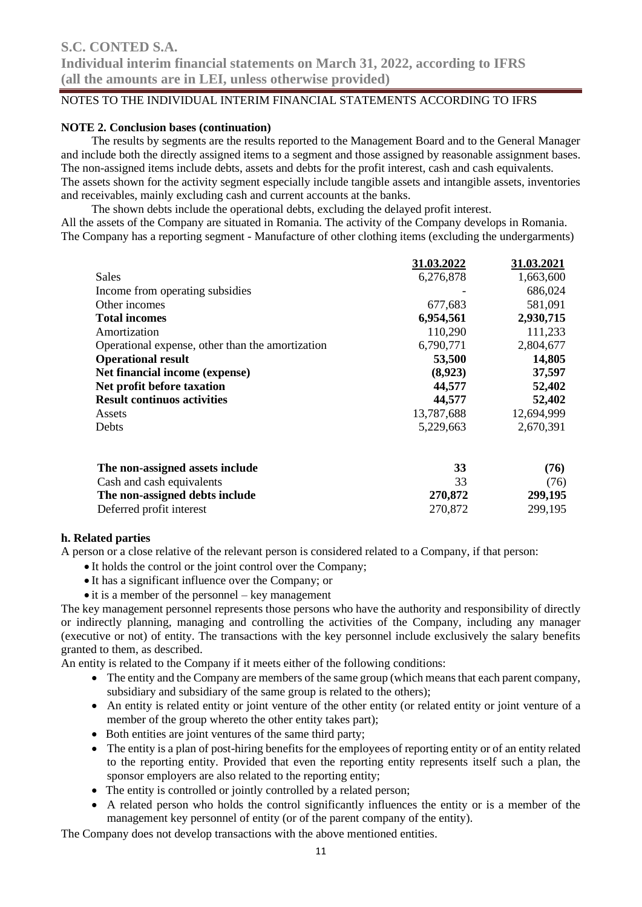NOTES TO THE INDIVIDUAL INTERIM FINANCIAL STATEMENTS ACCORDING TO IFRS

**NOTE 2. Conclusion bases (continuation)**

The results by segments are the results reported to the Management Board and to the General Manager and include both the directly assigned items to a segment and those assigned by reasonable assignment bases. The non-assigned items include debts, assets and debts for the profit interest, cash and cash equivalents. The assets shown for the activity segment especially include tangible assets and intangible assets, inventories and receivables, mainly excluding cash and current accounts at the banks.

The shown debts include the operational debts, excluding the delayed profit interest.

All the assets of the Company are situated in Romania. The activity of the Company develops in Romania. The Company has a reporting segment - Manufacture of other clothing items (excluding the undergarments)

| | 31.03.2022 | 31.03.2021 |
|---|---|---|
| Sales | 6,276,878 | 1,663,600 |
| Income from operating subsidies | - | 686,024 |
| Other incomes | 677,683 | 581,091 |
| **Total incomes** | **6,954,561** | **2,930,715** |
| Amortization | 110,290 | 111,233 |
| Operational expense, other than the amortization | 6,790,771 | 2,804,677 |
| **Operational result** | **53,500** | **14,805** |
| **Net financial income (expense)** | **(8,923)** | **37,597** |
| **Net profit before taxation** | **44,577** | **52,402** |
| **Result continuos activities** | **44,577** | **52,402** |
| Assets | 13,787,688 | 12,694,999 |
| Debts | 5,229,663 | 2,670,391 |
| | | |
| **The non-assigned assets include** | **33** | **(76)** |
| Cash and cash equivalents | 33 | (76) |
| **The non-assigned debts include** | **270,872** | **299,195** |
| Deferred profit interest | 270,872 | 299,195 |

**h. Related parties**

A person or a close relative of the relevant person is considered related to a Company, if that person:

- It holds the control or the joint control over the Company;
- It has a significant influence over the Company; or
- it is a member of the personnel – key management

The key management personnel represents those persons who have the authority and responsibility of directly or indirectly planning, managing and controlling the activities of the Company, including any manager (executive or not) of entity. The transactions with the key personnel include exclusively the salary benefits granted to them, as described.

An entity is related to the Company if it meets either of the following conditions:

- The entity and the Company are members of the same group (which means that each parent company, subsidiary and subsidiary of the same group is related to the others);
- An entity is related entity or joint venture of the other entity (or related entity or joint venture of a member of the group whereto the other entity takes part);
- Both entities are joint ventures of the same third party;
- The entity is a plan of post-hiring benefits for the employees of reporting entity or of an entity related to the reporting entity. Provided that even the reporting entity represents itself such a plan, the sponsor employers are also related to the reporting entity;
- The entity is controlled or jointly controlled by a related person;
- A related person who holds the control significantly influences the entity or is a member of the management key personnel of entity (or of the parent company of the entity).

The Company does not develop transactions with the above mentioned entities.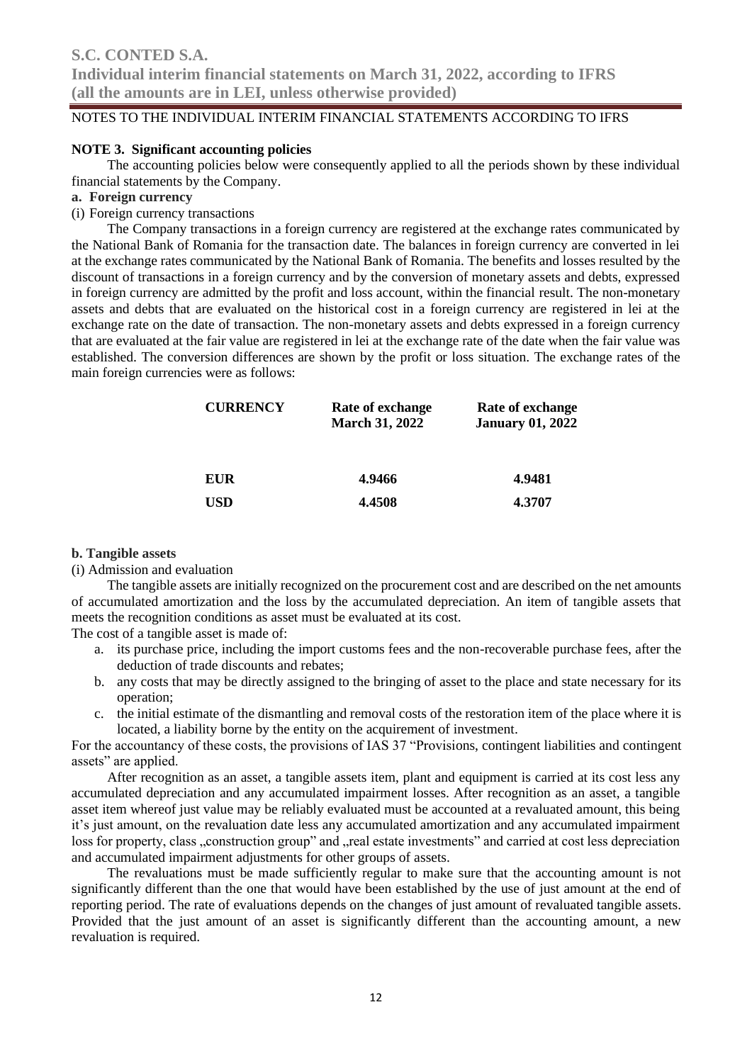NOTES TO THE INDIVIDUAL INTERIM FINANCIAL STATEMENTS ACCORDING TO IFRS

**NOTE 3. Significant accounting policies**

The accounting policies below were consequently applied to all the periods shown by these individual financial statements by the Company.

**a. Foreign currency**

(i) Foreign currency transactions

The Company transactions in a foreign currency are registered at the exchange rates communicated by the National Bank of Romania for the transaction date. The balances in foreign currency are converted in lei at the exchange rates communicated by the National Bank of Romania. The benefits and losses resulted by the discount of transactions in a foreign currency and by the conversion of monetary assets and debts, expressed in foreign currency are admitted by the profit and loss account, within the financial result. The non-monetary assets and debts that are evaluated on the historical cost in a foreign currency are registered in lei at the exchange rate on the date of transaction. The non-monetary assets and debts expressed in a foreign currency that are evaluated at the fair value are registered in lei at the exchange rate of the date when the fair value was established. The conversion differences are shown by the profit or loss situation. The exchange rates of the main foreign currencies were as follows:

| CURRENCY | Rate of exchange March 31, 2022 | Rate of exchange January 01, 2022 |
|---|---|---|
| EUR | 4.9466 | 4.9481 |
| USD | 4.4508 | 4.3707 |

**b. Tangible assets**

(i) Admission and evaluation

The tangible assets are initially recognized on the procurement cost and are described on the net amounts of accumulated amortization and the loss by the accumulated depreciation. An item of tangible assets that meets the recognition conditions as asset must be evaluated at its cost.

The cost of a tangible asset is made of:

a. its purchase price, including the import customs fees and the non-recoverable purchase fees, after the deduction of trade discounts and rebates;
b. any costs that may be directly assigned to the bringing of asset to the place and state necessary for its operation;
c. the initial estimate of the dismantling and removal costs of the restoration item of the place where it is located, a liability borne by the entity on the acquirement of investment.

For the accountancy of these costs, the provisions of IAS 37 "Provisions, contingent liabilities and contingent assets" are applied.

After recognition as an asset, a tangible assets item, plant and equipment is carried at its cost less any accumulated depreciation and any accumulated impairment losses. After recognition as an asset, a tangible asset item whereof just value may be reliably evaluated must be accounted at a revaluated amount, this being it's just amount, on the revaluation date less any accumulated amortization and any accumulated impairment loss for property, class „construction group" and „real estate investments" and carried at cost less depreciation and accumulated impairment adjustments for other groups of assets.

The revaluations must be made sufficiently regular to make sure that the accounting amount is not significantly different than the one that would have been established by the use of just amount at the end of reporting period. The rate of evaluations depends on the changes of just amount of revaluated tangible assets. Provided that the just amount of an asset is significantly different than the accounting amount, a new revaluation is required.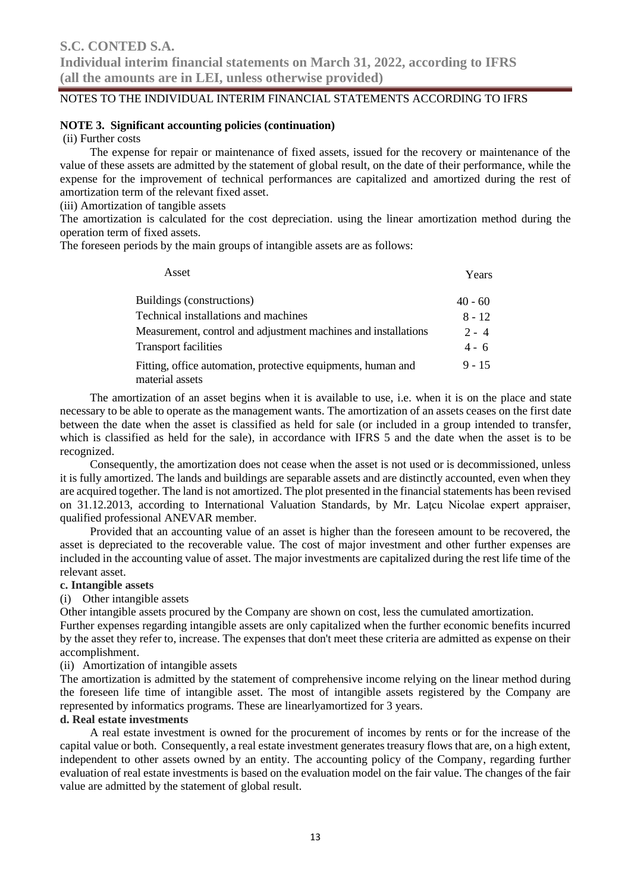NOTES TO THE INDIVIDUAL INTERIM FINANCIAL STATEMENTS ACCORDING TO IFRS

**NOTE 3. Significant accounting policies (continuation)**

(ii) Further costs

The expense for repair or maintenance of fixed assets, issued for the recovery or maintenance of the value of these assets are admitted by the statement of global result, on the date of their performance, while the expense for the improvement of technical performances are capitalized and amortized during the rest of amortization term of the relevant fixed asset.

(iii) Amortization of tangible assets

The amortization is calculated for the cost depreciation. using the linear amortization method during the operation term of fixed assets.

The foreseen periods by the main groups of intangible assets are as follows:

| Asset | Years |
|---|---|
| Buildings (constructions) | 40 - 60 |
| Technical installations and machines | 8 - 12 |
| Measurement, control and adjustment machines and installations | 2 - 4 |
| Transport facilities | 4 - 6 |
| Fitting, office automation, protective equipments, human and material assets | 9 - 15 |

The amortization of an asset begins when it is available to use, i.e. when it is on the place and state necessary to be able to operate as the management wants. The amortization of an assets ceases on the first date between the date when the asset is classified as held for sale (or included in a group intended to transfer, which is classified as held for the sale), in accordance with IFRS 5 and the date when the asset is to be recognized.

Consequently, the amortization does not cease when the asset is not used or is decommissioned, unless it is fully amortized. The lands and buildings are separable assets and are distinctly accounted, even when they are acquired together. The land is not amortized. The plot presented in the financial statements has been revised on 31.12.2013, according to International Valuation Standards, by Mr. Laţcu Nicolae expert appraiser, qualified professional ANEVAR member.

Provided that an accounting value of an asset is higher than the foreseen amount to be recovered, the asset is depreciated to the recoverable value. The cost of major investment and other further expenses are included in the accounting value of asset. The major investments are capitalized during the rest life time of the relevant asset.

**c. Intangible assets**

(i) Other intangible assets

Other intangible assets procured by the Company are shown on cost, less the cumulated amortization.

Further expenses regarding intangible assets are only capitalized when the further economic benefits incurred by the asset they refer to, increase. The expenses that don't meet these criteria are admitted as expense on their accomplishment.

(ii) Amortization of intangible assets

The amortization is admitted by the statement of comprehensive income relying on the linear method during the foreseen life time of intangible asset. The most of intangible assets registered by the Company are represented by informatics programs. These are linearlyamortized for 3 years.

**d. Real estate investments**

A real estate investment is owned for the procurement of incomes by rents or for the increase of the capital value or both. Consequently, a real estate investment generates treasury flows that are, on a high extent, independent to other assets owned by an entity. The accounting policy of the Company, regarding further evaluation of real estate investments is based on the evaluation model on the fair value. The changes of the fair value are admitted by the statement of global result.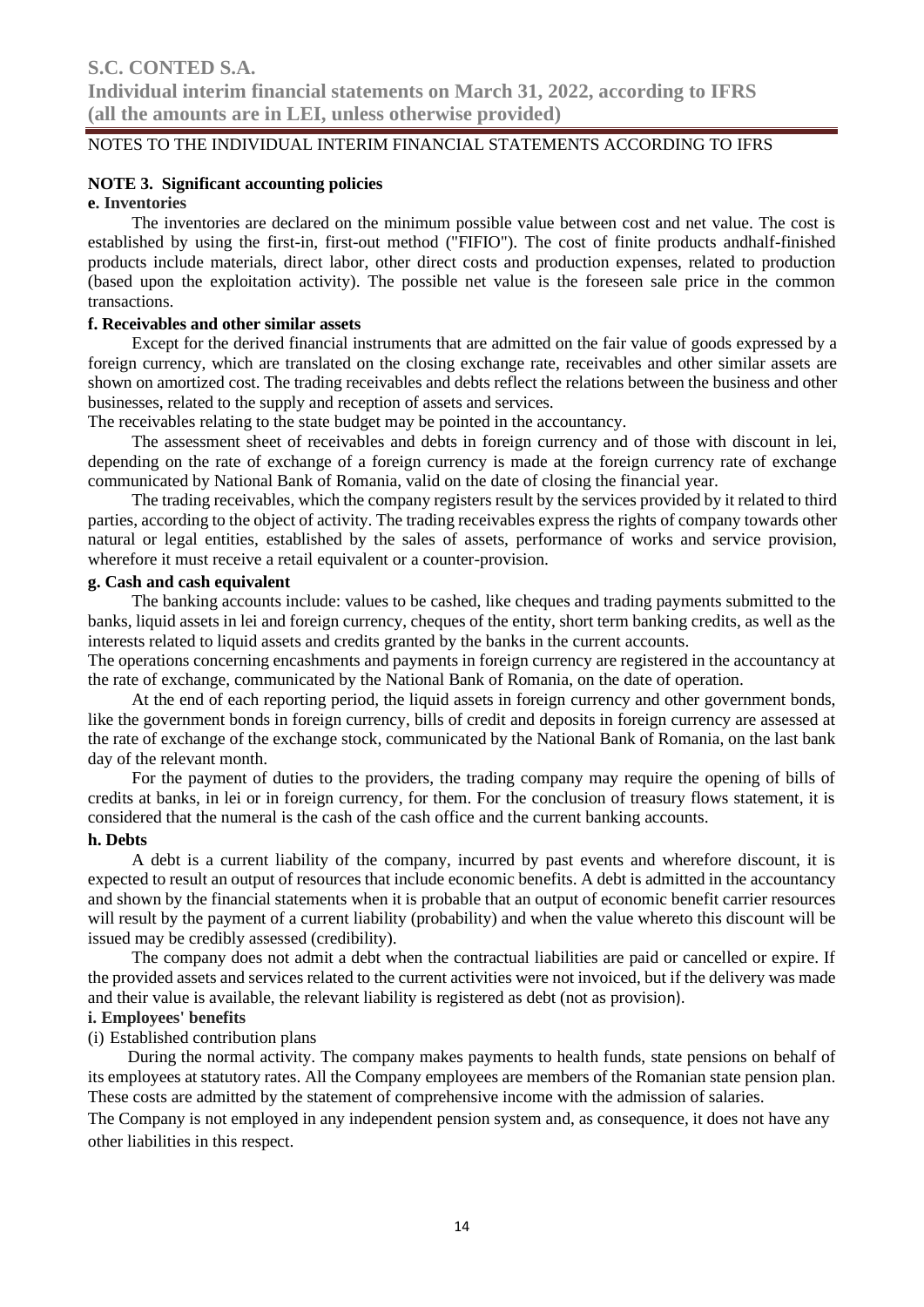NOTES TO THE INDIVIDUAL INTERIM FINANCIAL STATEMENTS ACCORDING TO IFRS

**NOTE 3. Significant accounting policies**

**e. Inventories**

The inventories are declared on the minimum possible value between cost and net value. The cost is established by using the first-in, first-out method ("FIFIO"). The cost of finite products andhalf-finished products include materials, direct labor, other direct costs and production expenses, related to production (based upon the exploitation activity). The possible net value is the foreseen sale price in the common transactions.

**f. Receivables and other similar assets**

Except for the derived financial instruments that are admitted on the fair value of goods expressed by a foreign currency, which are translated on the closing exchange rate, receivables and other similar assets are shown on amortized cost. The trading receivables and debts reflect the relations between the business and other businesses, related to the supply and reception of assets and services.

The receivables relating to the state budget may be pointed in the accountancy.

The assessment sheet of receivables and debts in foreign currency and of those with discount in lei, depending on the rate of exchange of a foreign currency is made at the foreign currency rate of exchange communicated by National Bank of Romania, valid on the date of closing the financial year.

The trading receivables, which the company registers result by the services provided by it related to third parties, according to the object of activity. The trading receivables express the rights of company towards other natural or legal entities, established by the sales of assets, performance of works and service provision, wherefore it must receive a retail equivalent or a counter-provision.

**g. Cash and cash equivalent**

The banking accounts include: values to be cashed, like cheques and trading payments submitted to the banks, liquid assets in lei and foreign currency, cheques of the entity, short term banking credits, as well as the interests related to liquid assets and credits granted by the banks in the current accounts.

The operations concerning encashments and payments in foreign currency are registered in the accountancy at the rate of exchange, communicated by the National Bank of Romania, on the date of operation.

At the end of each reporting period, the liquid assets in foreign currency and other government bonds, like the government bonds in foreign currency, bills of credit and deposits in foreign currency are assessed at the rate of exchange of the exchange stock, communicated by the National Bank of Romania, on the last bank day of the relevant month.

For the payment of duties to the providers, the trading company may require the opening of bills of credits at banks, in lei or in foreign currency, for them. For the conclusion of treasury flows statement, it is considered that the numeral is the cash of the cash office and the current banking accounts.

**h. Debts**

A debt is a current liability of the company, incurred by past events and wherefore discount, it is expected to result an output of resources that include economic benefits. A debt is admitted in the accountancy and shown by the financial statements when it is probable that an output of economic benefit carrier resources will result by the payment of a current liability (probability) and when the value whereto this discount will be issued may be credibly assessed (credibility).

The company does not admit a debt when the contractual liabilities are paid or cancelled or expire. If the provided assets and services related to the current activities were not invoiced, but if the delivery was made and their value is available, the relevant liability is registered as debt (not as provision).

**i. Employees' benefits**

(i) Established contribution plans

During the normal activity. The company makes payments to health funds, state pensions on behalf of its employees at statutory rates. All the Company employees are members of the Romanian state pension plan. These costs are admitted by the statement of comprehensive income with the admission of salaries.

The Company is not employed in any independent pension system and, as consequence, it does not have any other liabilities in this respect.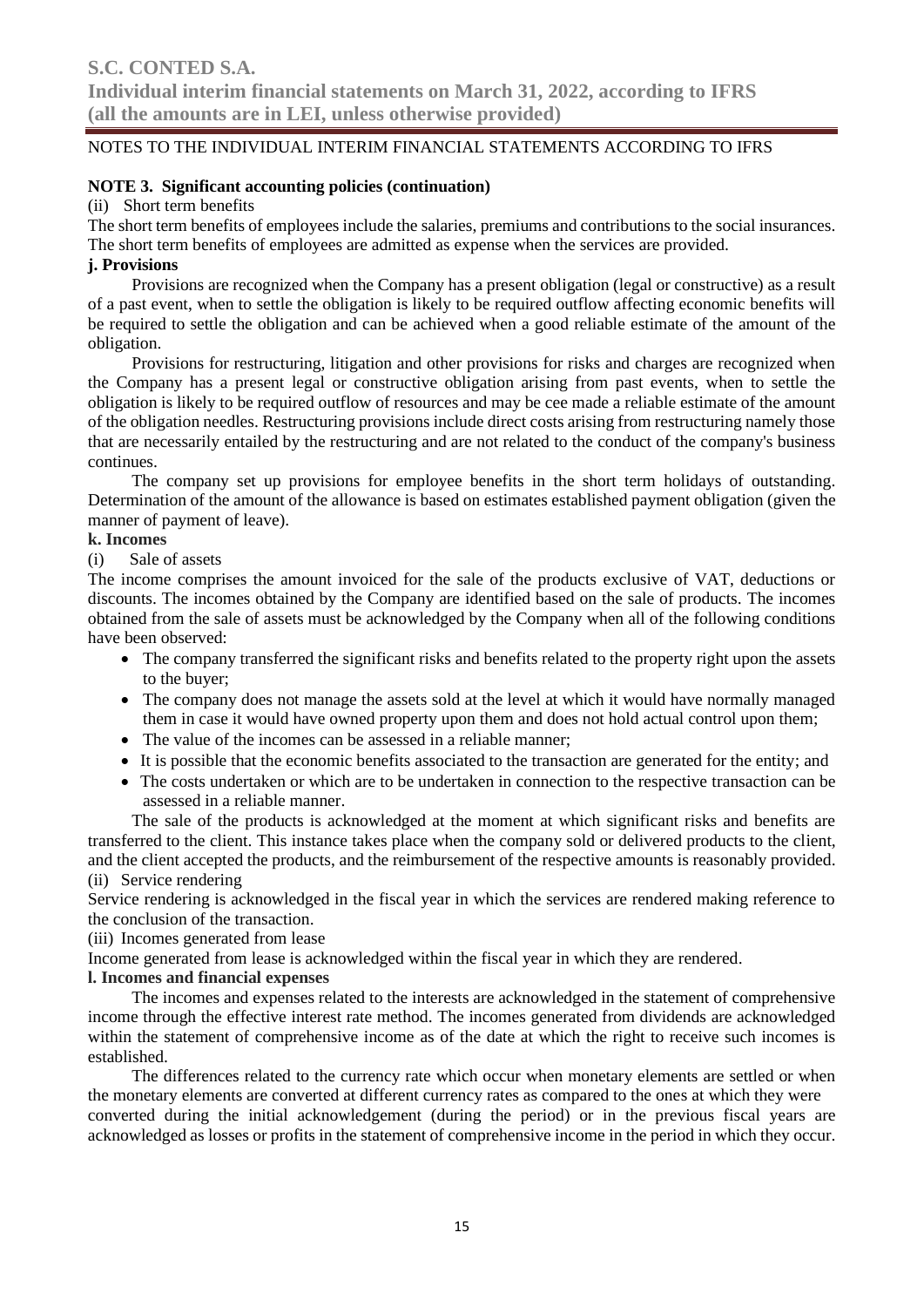NOTES TO THE INDIVIDUAL INTERIM FINANCIAL STATEMENTS ACCORDING TO IFRS

**NOTE 3. Significant accounting policies (continuation)**

(ii) Short term benefits

The short term benefits of employees include the salaries, premiums and contributions to the social insurances. The short term benefits of employees are admitted as expense when the services are provided.

**j. Provisions**

Provisions are recognized when the Company has a present obligation (legal or constructive) as a result of a past event, when to settle the obligation is likely to be required outflow affecting economic benefits will be required to settle the obligation and can be achieved when a good reliable estimate of the amount of the obligation.

Provisions for restructuring, litigation and other provisions for risks and charges are recognized when the Company has a present legal or constructive obligation arising from past events, when to settle the obligation is likely to be required outflow of resources and may be cee made a reliable estimate of the amount of the obligation needles. Restructuring provisions include direct costs arising from restructuring namely those that are necessarily entailed by the restructuring and are not related to the conduct of the company's business continues.

The company set up provisions for employee benefits in the short term holidays of outstanding. Determination of the amount of the allowance is based on estimates established payment obligation (given the manner of payment of leave).

**k. Incomes**

(i) Sale of assets

The income comprises the amount invoiced for the sale of the products exclusive of VAT, deductions or discounts. The incomes obtained by the Company are identified based on the sale of products. The incomes obtained from the sale of assets must be acknowledged by the Company when all of the following conditions have been observed:

- The company transferred the significant risks and benefits related to the property right upon the assets to the buyer;
- The company does not manage the assets sold at the level at which it would have normally managed them in case it would have owned property upon them and does not hold actual control upon them;
- The value of the incomes can be assessed in a reliable manner;
- It is possible that the economic benefits associated to the transaction are generated for the entity; and
- The costs undertaken or which are to be undertaken in connection to the respective transaction can be assessed in a reliable manner.

The sale of the products is acknowledged at the moment at which significant risks and benefits are transferred to the client. This instance takes place when the company sold or delivered products to the client, and the client accepted the products, and the reimbursement of the respective amounts is reasonably provided.

(ii) Service rendering

Service rendering is acknowledged in the fiscal year in which the services are rendered making reference to the conclusion of the transaction.

(iii) Incomes generated from lease

Income generated from lease is acknowledged within the fiscal year in which they are rendered.

**l. Incomes and financial expenses**

The incomes and expenses related to the interests are acknowledged in the statement of comprehensive income through the effective interest rate method. The incomes generated from dividends are acknowledged within the statement of comprehensive income as of the date at which the right to receive such incomes is established.

The differences related to the currency rate which occur when monetary elements are settled or when the monetary elements are converted at different currency rates as compared to the ones at which they were converted during the initial acknowledgement (during the period) or in the previous fiscal years are acknowledged as losses or profits in the statement of comprehensive income in the period in which they occur.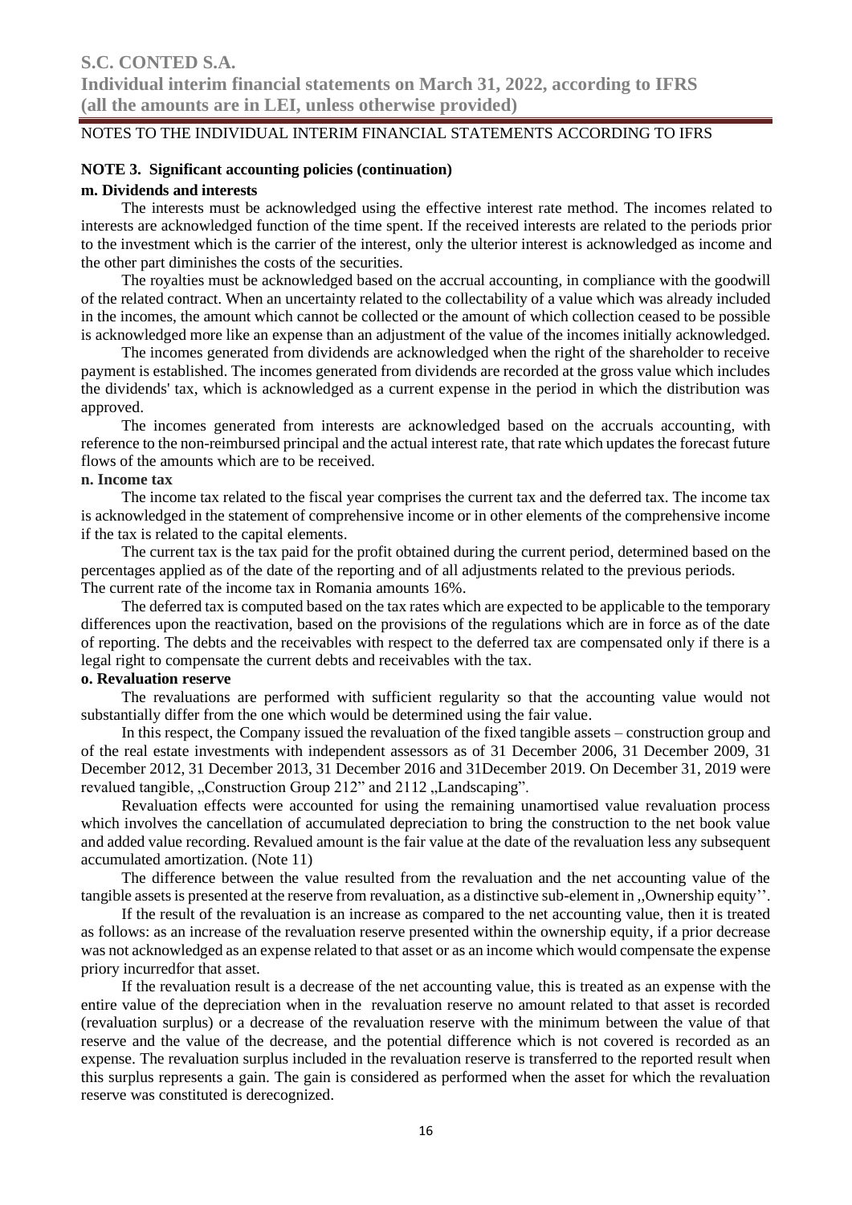NOTES TO THE INDIVIDUAL INTERIM FINANCIAL STATEMENTS ACCORDING TO IFRS

## NOTE 3. Significant accounting policies (continuation)

### m. Dividends and interests

The interests must be acknowledged using the effective interest rate method. The incomes related to interests are acknowledged function of the time spent. If the received interests are related to the periods prior to the investment which is the carrier of the interest, only the ulterior interest is acknowledged as income and the other part diminishes the costs of the securities.

The royalties must be acknowledged based on the accrual accounting, in compliance with the goodwill of the related contract. When an uncertainty related to the collectability of a value which was already included in the incomes, the amount which cannot be collected or the amount of which collection ceased to be possible is acknowledged more like an expense than an adjustment of the value of the incomes initially acknowledged.

The incomes generated from dividends are acknowledged when the right of the shareholder to receive payment is established. The incomes generated from dividends are recorded at the gross value which includes the dividends' tax, which is acknowledged as a current expense in the period in which the distribution was approved.

The incomes generated from interests are acknowledged based on the accruals accounting, with reference to the non-reimbursed principal and the actual interest rate, that rate which updates the forecast future flows of the amounts which are to be received.

### n. Income tax

The income tax related to the fiscal year comprises the current tax and the deferred tax. The income tax is acknowledged in the statement of comprehensive income or in other elements of the comprehensive income if the tax is related to the capital elements.

The current tax is the tax paid for the profit obtained during the current period, determined based on the percentages applied as of the date of the reporting and of all adjustments related to the previous periods.
The current rate of the income tax in Romania amounts 16%.

The deferred tax is computed based on the tax rates which are expected to be applicable to the temporary differences upon the reactivation, based on the provisions of the regulations which are in force as of the date of reporting. The debts and the receivables with respect to the deferred tax are compensated only if there is a legal right to compensate the current debts and receivables with the tax.

### o. Revaluation reserve

The revaluations are performed with sufficient regularity so that the accounting value would not substantially differ from the one which would be determined using the fair value.

In this respect, the Company issued the revaluation of the fixed tangible assets – construction group and of the real estate investments with independent assessors as of 31 December 2006, 31 December 2009, 31 December 2012, 31 December 2013, 31 December 2016 and 31December 2019. On December 31, 2019 were revalued tangible, „Construction Group 212" and 2112 „Landscaping".

Revaluation effects were accounted for using the remaining unamortised value revaluation process which involves the cancellation of accumulated depreciation to bring the construction to the net book value and added value recording. Revalued amount is the fair value at the date of the revaluation less any subsequent accumulated amortization. (Note 11)

The difference between the value resulted from the revaluation and the net accounting value of the tangible assets is presented at the reserve from revaluation, as a distinctive sub-element in „Ownership equity''.

If the result of the revaluation is an increase as compared to the net accounting value, then it is treated as follows: as an increase of the revaluation reserve presented within the ownership equity, if a prior decrease was not acknowledged as an expense related to that asset or as an income which would compensate the expense priory incurredfor that asset.

If the revaluation result is a decrease of the net accounting value, this is treated as an expense with the entire value of the depreciation when in the revaluation reserve no amount related to that asset is recorded (revaluation surplus) or a decrease of the revaluation reserve with the minimum between the value of that reserve and the value of the decrease, and the potential difference which is not covered is recorded as an expense. The revaluation surplus included in the revaluation reserve is transferred to the reported result when this surplus represents a gain. The gain is considered as performed when the asset for which the revaluation reserve was constituted is derecognized.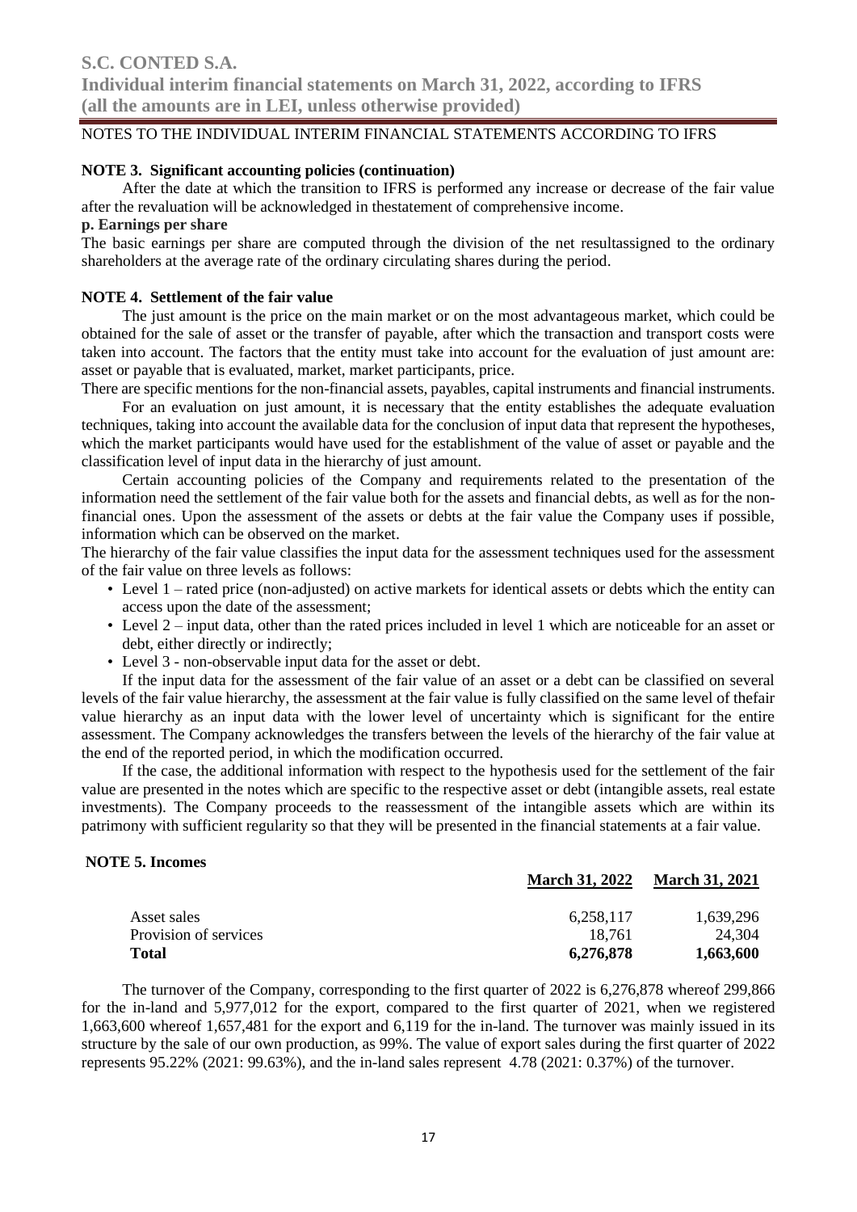NOTES TO THE INDIVIDUAL INTERIM FINANCIAL STATEMENTS ACCORDING TO IFRS

**NOTE 3. Significant accounting policies (continuation)**

After the date at which the transition to IFRS is performed any increase or decrease of the fair value after the revaluation will be acknowledged in thestatement of comprehensive income.

**p. Earnings per share**

The basic earnings per share are computed through the division of the net resultassigned to the ordinary shareholders at the average rate of the ordinary circulating shares during the period.

**NOTE 4. Settlement of the fair value**

The just amount is the price on the main market or on the most advantageous market, which could be obtained for the sale of asset or the transfer of payable, after which the transaction and transport costs were taken into account. The factors that the entity must take into account for the evaluation of just amount are: asset or payable that is evaluated, market, market participants, price.

There are specific mentions for the non-financial assets, payables, capital instruments and financial instruments.

For an evaluation on just amount, it is necessary that the entity establishes the adequate evaluation techniques, taking into account the available data for the conclusion of input data that represent the hypotheses, which the market participants would have used for the establishment of the value of asset or payable and the classification level of input data in the hierarchy of just amount.

Certain accounting policies of the Company and requirements related to the presentation of the information need the settlement of the fair value both for the assets and financial debts, as well as for the non-financial ones. Upon the assessment of the assets or debts at the fair value the Company uses if possible, information which can be observed on the market.

The hierarchy of the fair value classifies the input data for the assessment techniques used for the assessment of the fair value on three levels as follows:

- Level 1 – rated price (non-adjusted) on active markets for identical assets or debts which the entity can access upon the date of the assessment;
- Level 2 – input data, other than the rated prices included in level 1 which are noticeable for an asset or debt, either directly or indirectly;
- Level 3 - non-observable input data for the asset or debt.

If the input data for the assessment of the fair value of an asset or a debt can be classified on several levels of the fair value hierarchy, the assessment at the fair value is fully classified on the same level of thefair value hierarchy as an input data with the lower level of uncertainty which is significant for the entire assessment. The Company acknowledges the transfers between the levels of the hierarchy of the fair value at the end of the reported period, in which the modification occurred.

If the case, the additional information with respect to the hypothesis used for the settlement of the fair value are presented in the notes which are specific to the respective asset or debt (intangible assets, real estate investments). The Company proceeds to the reassessment of the intangible assets which are within its patrimony with sufficient regularity so that they will be presented in the financial statements at a fair value.

**NOTE 5. Incomes**

| | March 31, 2022 | March 31, 2021 |
|---|---|---|
| Asset sales | 6,258,117 | 1,639,296 |
| Provision of services | 18,761 | 24,304 |
| **Total** | **6,276,878** | **1,663,600** |

The turnover of the Company, corresponding to the first quarter of 2022 is 6,276,878 whereof 299,866 for the in-land and 5,977,012 for the export, compared to the first quarter of 2021, when we registered 1,663,600 whereof 1,657,481 for the export and 6,119 for the in-land. The turnover was mainly issued in its structure by the sale of our own production, as 99%. The value of export sales during the first quarter of 2022 represents 95.22% (2021: 99.63%), and the in-land sales represent 4.78 (2021: 0.37%) of the turnover.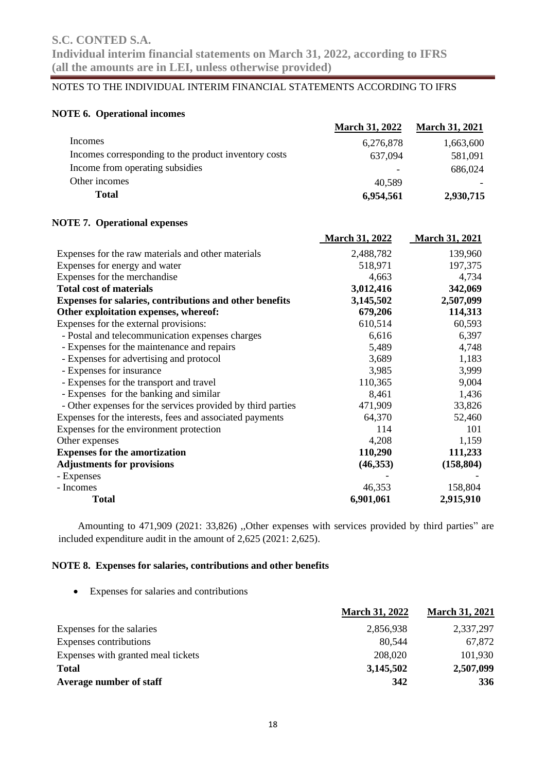NOTES TO THE INDIVIDUAL INTERIM FINANCIAL STATEMENTS ACCORDING TO IFRS

## NOTE 6. Operational incomes

| | March 31, 2022 | March 31, 2021 |
|---|---|---|
| Incomes | 6,276,878 | 1,663,600 |
| Incomes corresponding to the product inventory costs | 637,094 | 581,091 |
| Income from operating subsidies | - | 686,024 |
| Other incomes | 40,589 | - |
| **Total** | **6,954,561** | **2,930,715** |

## NOTE 7. Operational expenses

| | March 31, 2022 | March 31, 2021 |
|---|---|---|
| Expenses for the raw materials and other materials | 2,488,782 | 139,960 |
| Expenses for energy and water | 518,971 | 197,375 |
| Expenses for the merchandise | 4,663 | 4,734 |
| **Total cost of materials** | **3,012,416** | **342,069** |
| **Expenses for salaries, contributions and other benefits** | **3,145,502** | **2,507,099** |
| **Other exploitation expenses, whereof:** | **679,206** | **114,313** |
| Expenses for the external provisions: | 610,514 | 60,593 |
| - Postal and telecommunication expenses charges | 6,616 | 6,397 |
| - Expenses for the maintenance and repairs | 5,489 | 4,748 |
| - Expenses for advertising and protocol | 3,689 | 1,183 |
| - Expenses for insurance | 3,985 | 3,999 |
| - Expenses for the transport and travel | 110,365 | 9,004 |
| - Expenses for the banking and similar | 8,461 | 1,436 |
| - Other expenses for the services provided by third parties | 471,909 | 33,826 |
| Expenses for the interests, fees and associated payments | 64,370 | 52,460 |
| Expenses for the environment protection | 114 | 101 |
| Other expenses | 4,208 | 1,159 |
| **Expenses for the amortization** | **110,290** | **111,233** |
| **Adjustments for provisions** | **(46,353)** | **(158,804)** |
| - Expenses | - | - |
| - Incomes | 46,353 | 158,804 |
| **Total** | **6,901,061** | **2,915,910** |

Amounting to 471,909 (2021: 33,826) ,,Other expenses with services provided by third parties" are included expenditure audit in the amount of 2,625 (2021: 2,625).

## NOTE 8. Expenses for salaries, contributions and other benefits

- Expenses for salaries and contributions

| | March 31, 2022 | March 31, 2021 |
|---|---|---|
| Expenses for the salaries | 2,856,938 | 2,337,297 |
| Expenses contributions | 80,544 | 67,872 |
| Expenses with granted meal tickets | 208,020 | 101,930 |
| **Total** | **3,145,502** | **2,507,099** |
| **Average number of staff** | **342** | **336** |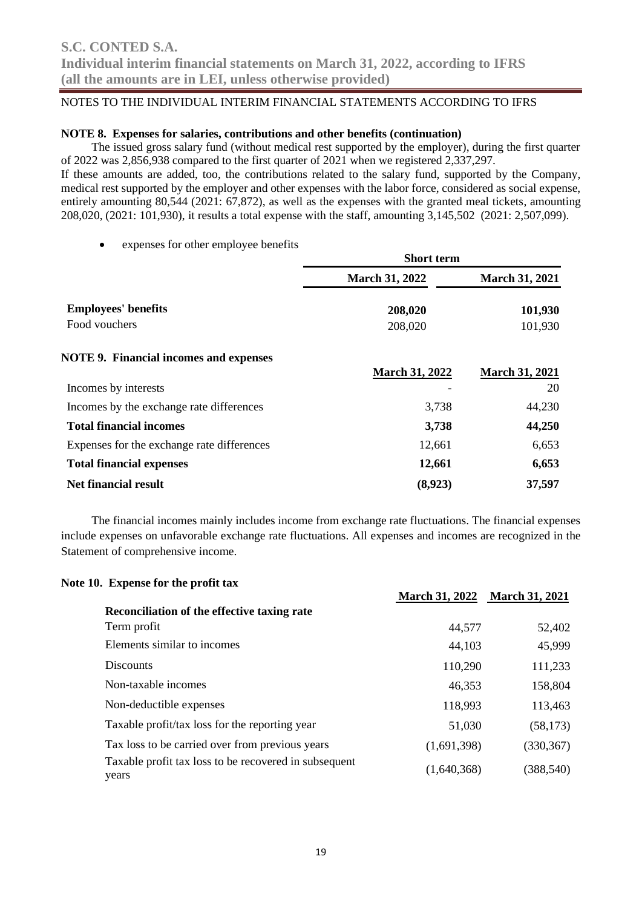NOTES TO THE INDIVIDUAL INTERIM FINANCIAL STATEMENTS ACCORDING TO IFRS

**NOTE 8. Expenses for salaries, contributions and other benefits (continuation)**

The issued gross salary fund (without medical rest supported by the employer), during the first quarter of 2022 was 2,856,938 compared to the first quarter of 2021 when we registered 2,337,297.
If these amounts are added, too, the contributions related to the salary fund, supported by the Company, medical rest supported by the employer and other expenses with the labor force, considered as social expense, entirely amounting 80,544 (2021: 67,872), as well as the expenses with the granted meal tickets, amounting 208,020, (2021: 101,930), it results a total expense with the staff, amounting 3,145,502 (2021: 2,507,099).

- expenses for other employee benefits

| | Short term | |
|---|---|---|
| | **March 31, 2022** | **March 31, 2021** |
| **Employees' benefits** | **208,020** | **101,930** |
| Food vouchers | 208,020 | 101,930 |

**NOTE 9. Financial incomes and expenses**

| | March 31, 2022 | March 31, 2021 |
|---|---|---|
| Incomes by interests | - | 20 |
| Incomes by the exchange rate differences | 3,738 | 44,230 |
| **Total financial incomes** | **3,738** | **44,250** |
| Expenses for the exchange rate differences | 12,661 | 6,653 |
| **Total financial expenses** | **12,661** | **6,653** |
| **Net financial result** | **(8,923)** | **37,597** |

The financial incomes mainly includes income from exchange rate fluctuations. The financial expenses include expenses on unfavorable exchange rate fluctuations. All expenses and incomes are recognized in the Statement of comprehensive income.

**Note 10. Expense for the profit tax**

| | March 31, 2022 | March 31, 2021 |
|---|---|---|
| **Reconciliation of the effective taxing rate** | | |
| Term profit | 44,577 | 52,402 |
| Elements similar to incomes | 44,103 | 45,999 |
| Discounts | 110,290 | 111,233 |
| Non-taxable incomes | 46,353 | 158,804 |
| Non-deductible expenses | 118,993 | 113,463 |
| Taxable profit/tax loss for the reporting year | 51,030 | (58,173) |
| Tax loss to be carried over from previous years | (1,691,398) | (330,367) |
| Taxable profit tax loss to be recovered in subsequent years | (1,640,368) | (388,540) |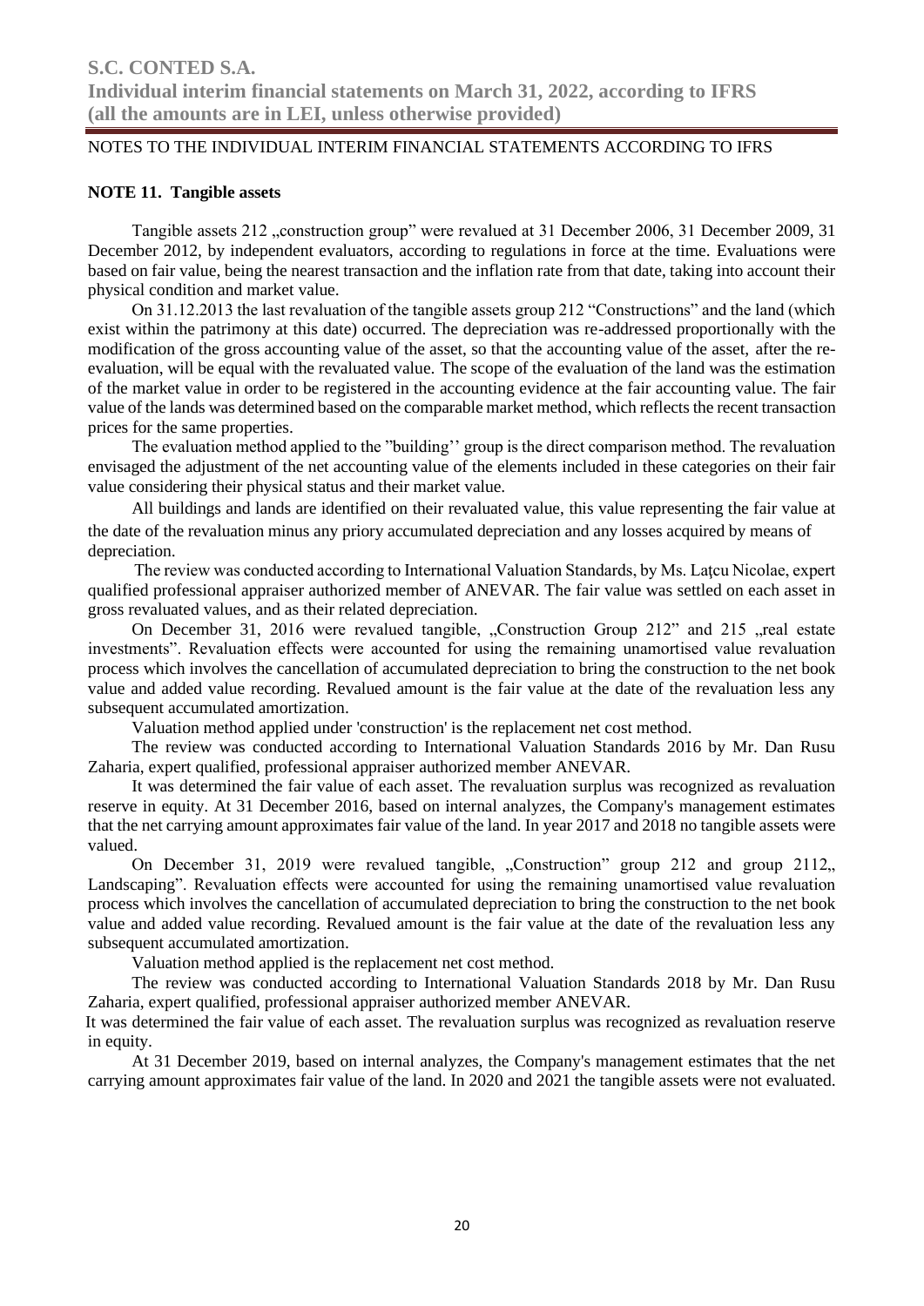NOTES TO THE INDIVIDUAL INTERIM FINANCIAL STATEMENTS ACCORDING TO IFRS

**NOTE 11. Tangible assets**

Tangible assets 212 „construction group" were revalued at 31 December 2006, 31 December 2009, 31 December 2012, by independent evaluators, according to regulations in force at the time. Evaluations were based on fair value, being the nearest transaction and the inflation rate from that date, taking into account their physical condition and market value.

On 31.12.2013 the last revaluation of the tangible assets group 212 "Constructions" and the land (which exist within the patrimony at this date) occurred. The depreciation was re-addressed proportionally with the modification of the gross accounting value of the asset, so that the accounting value of the asset, after the re-evaluation, will be equal with the revaluated value. The scope of the evaluation of the land was the estimation of the market value in order to be registered in the accounting evidence at the fair accounting value. The fair value of the lands was determined based on the comparable market method, which reflects the recent transaction prices for the same properties.

The evaluation method applied to the "building'' group is the direct comparison method. The revaluation envisaged the adjustment of the net accounting value of the elements included in these categories on their fair value considering their physical status and their market value.

All buildings and lands are identified on their revaluated value, this value representing the fair value at the date of the revaluation minus any priory accumulated depreciation and any losses acquired by means of depreciation.

The review was conducted according to International Valuation Standards, by Ms. Laţcu Nicolae, expert qualified professional appraiser authorized member of ANEVAR. The fair value was settled on each asset in gross revaluated values, and as their related depreciation.

On December 31, 2016 were revalued tangible, „Construction Group 212" and 215 „real estate investments". Revaluation effects were accounted for using the remaining unamortised value revaluation process which involves the cancellation of accumulated depreciation to bring the construction to the net book value and added value recording. Revalued amount is the fair value at the date of the revaluation less any subsequent accumulated amortization.

Valuation method applied under 'construction' is the replacement net cost method.

The review was conducted according to International Valuation Standards 2016 by Mr. Dan Rusu Zaharia, expert qualified, professional appraiser authorized member ANEVAR.

It was determined the fair value of each asset. The revaluation surplus was recognized as revaluation reserve in equity. At 31 December 2016, based on internal analyzes, the Company's management estimates that the net carrying amount approximates fair value of the land. In year 2017 and 2018 no tangible assets were valued.

On December 31, 2019 were revalued tangible, „Construction" group 212 and group 2112„ Landscaping". Revaluation effects were accounted for using the remaining unamortised value revaluation process which involves the cancellation of accumulated depreciation to bring the construction to the net book value and added value recording. Revalued amount is the fair value at the date of the revaluation less any subsequent accumulated amortization.

Valuation method applied is the replacement net cost method.

The review was conducted according to International Valuation Standards 2018 by Mr. Dan Rusu Zaharia, expert qualified, professional appraiser authorized member ANEVAR.

It was determined the fair value of each asset. The revaluation surplus was recognized as revaluation reserve in equity.

At 31 December 2019, based on internal analyzes, the Company's management estimates that the net carrying amount approximates fair value of the land. In 2020 and 2021 the tangible assets were not evaluated.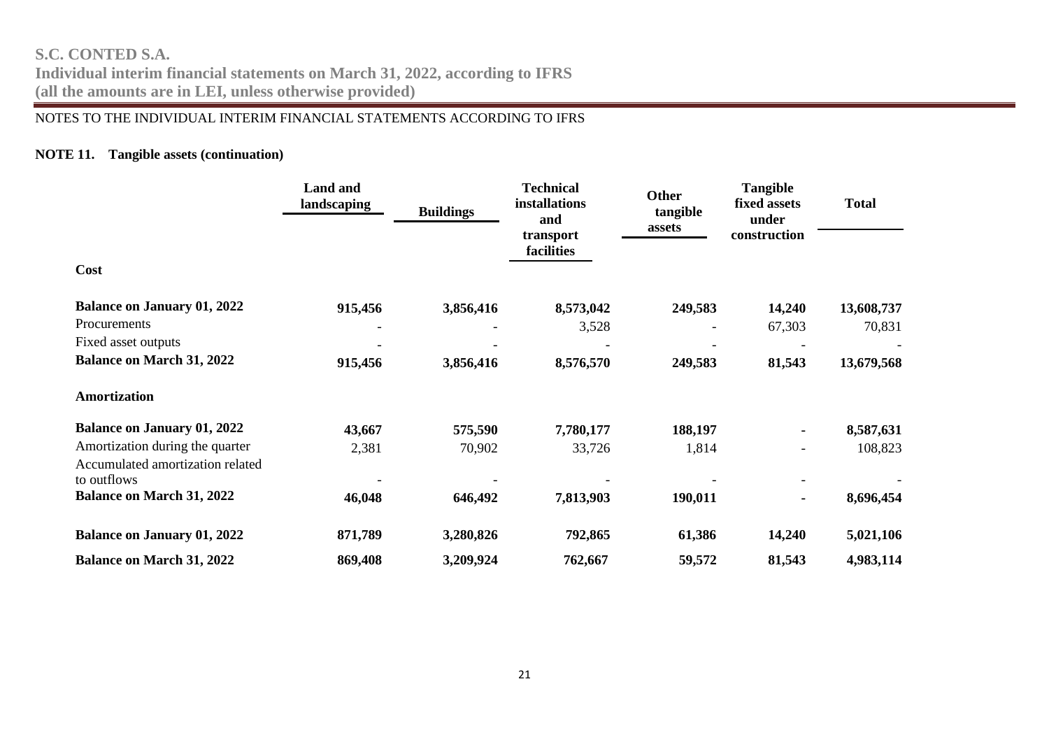NOTES TO THE INDIVIDUAL INTERIM FINANCIAL STATEMENTS ACCORDING TO IFRS

**NOTE 11. Tangible assets (continuation)**

| | Land and landscaping | Buildings | Technical installations and transport facilities | Other tangible assets | Tangible fixed assets under construction | Total |
|---|---|---|---|---|---|---|
| **Cost** | | | | | | |
| **Balance on January 01, 2022** | **915,456** | **3,856,416** | **8,573,042** | **249,583** | **14,240** | **13,608,737** |
| Procurements | - | - | 3,528 | - | 67,303 | 70,831 |
| Fixed asset outputs | - | - | - | - | - | - |
| **Balance on March 31, 2022** | **915,456** | **3,856,416** | **8,576,570** | **249,583** | **81,543** | **13,679,568** |
| **Amortization** | | | | | | |
| **Balance on January 01, 2022** | **43,667** | **575,590** | **7,780,177** | **188,197** | **-** | **8,587,631** |
| Amortization during the quarter | 2,381 | 70,902 | 33,726 | 1,814 | - | 108,823 |
| Accumulated amortization related to outflows | - | - | - | - | - | - |
| **Balance on March 31, 2022** | **46,048** | **646,492** | **7,813,903** | **190,011** | **-** | **8,696,454** |
| **Balance on January 01, 2022** | **871,789** | **3,280,826** | **792,865** | **61,386** | **14,240** | **5,021,106** |
| **Balance on March 31, 2022** | **869,408** | **3,209,924** | **762,667** | **59,572** | **81,543** | **4,983,114** |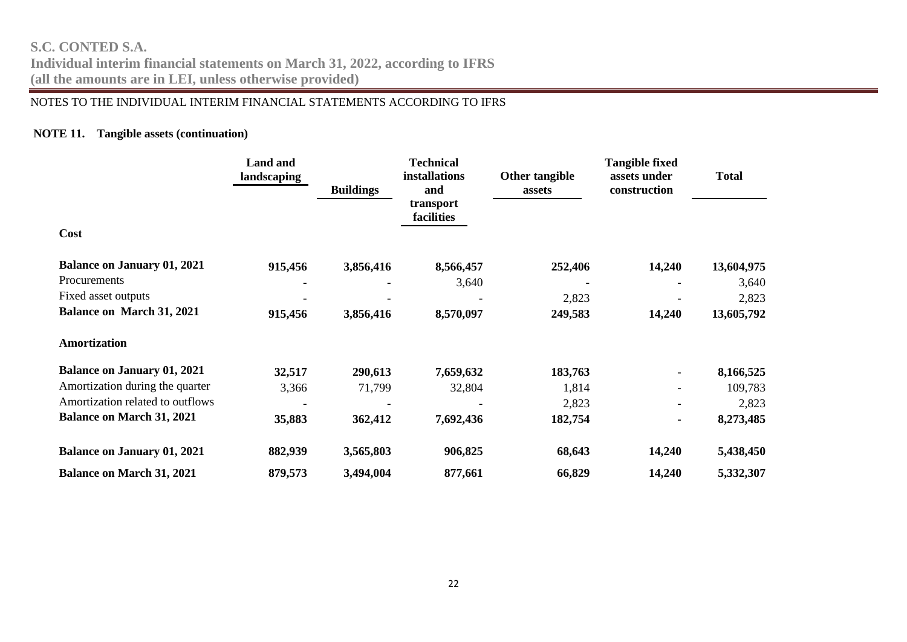NOTES TO THE INDIVIDUAL INTERIM FINANCIAL STATEMENTS ACCORDING TO IFRS

**NOTE 11. Tangible assets (continuation)**

| | Land and landscaping | Buildings | Technical installations and transport facilities | Other tangible assets | Tangible fixed assets under construction | Total |
|---|---|---|---|---|---|---|
| **Cost** | | | | | | |
| **Balance on January 01, 2021** | **915,456** | **3,856,416** | **8,566,457** | **252,406** | **14,240** | **13,604,975** |
| Procurements | - | - | 3,640 | - | - | 3,640 |
| Fixed asset outputs | - | - | - | 2,823 | - | 2,823 |
| **Balance on March 31, 2021** | **915,456** | **3,856,416** | **8,570,097** | **249,583** | **14,240** | **13,605,792** |
| **Amortization** | | | | | | |
| **Balance on January 01, 2021** | **32,517** | **290,613** | **7,659,632** | **183,763** | **-** | **8,166,525** |
| Amortization during the quarter | 3,366 | 71,799 | 32,804 | 1,814 | - | 109,783 |
| Amortization related to outflows | - | - | - | 2,823 | - | 2,823 |
| **Balance on March 31, 2021** | **35,883** | **362,412** | **7,692,436** | **182,754** | **-** | **8,273,485** |
| **Balance on January 01, 2021** | **882,939** | **3,565,803** | **906,825** | **68,643** | **14,240** | **5,438,450** |
| **Balance on March 31, 2021** | **879,573** | **3,494,004** | **877,661** | **66,829** | **14,240** | **5,332,307** |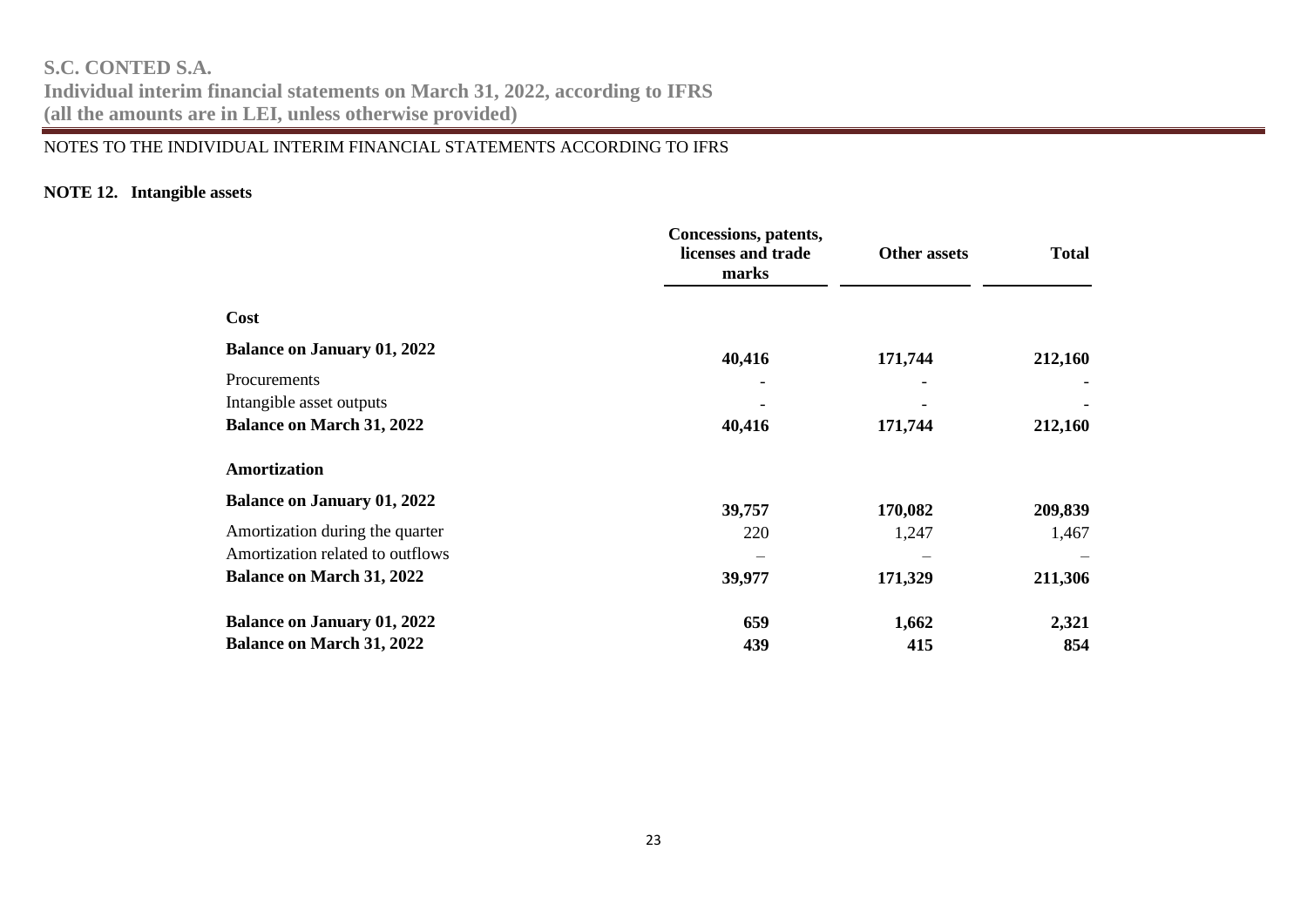NOTES TO THE INDIVIDUAL INTERIM FINANCIAL STATEMENTS ACCORDING TO IFRS

**NOTE 12. Intangible assets**

| | Concessions, patents, licenses and trade marks | Other assets | Total |
|---|---|---|---|
| **Cost** | | | |
| **Balance on January 01, 2022** | **40,416** | **171,744** | **212,160** |
| Procurements | - | - | - |
| Intangible asset outputs | - | - | - |
| **Balance on March 31, 2022** | **40,416** | **171,744** | **212,160** |
| **Amortization** | | | |
| **Balance on January 01, 2022** | **39,757** | **170,082** | **209,839** |
| Amortization during the quarter | 220 | 1,247 | 1,467 |
| Amortization related to outflows | – | – | – |
| **Balance on March 31, 2022** | **39,977** | **171,329** | **211,306** |
| **Balance on January 01, 2022** | **659** | **1,662** | **2,321** |
| **Balance on March 31, 2022** | **439** | **415** | **854** |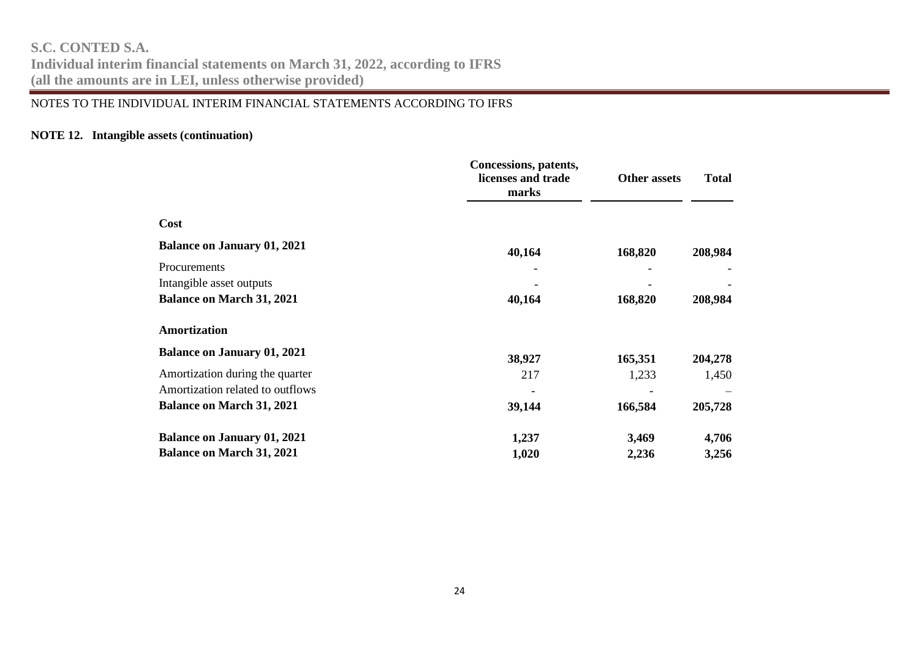NOTES TO THE INDIVIDUAL INTERIM FINANCIAL STATEMENTS ACCORDING TO IFRS

**NOTE 12. Intangible assets (continuation)**

| | Concessions, patents, licenses and trade marks | Other assets | Total |
|---|---|---|---|
| **Cost** | | | |
| **Balance on January 01, 2021** | **40,164** | **168,820** | **208,984** |
| Procurements | - | - | - |
| Intangible asset outputs | - | - | - |
| **Balance on March 31, 2021** | **40,164** | **168,820** | **208,984** |
| **Amortization** | | | |
| **Balance on January 01, 2021** | **38,927** | **165,351** | **204,278** |
| Amortization during the quarter | 217 | 1,233 | 1,450 |
| Amortization related to outflows | - | - | – |
| **Balance on March 31, 2021** | **39,144** | **166,584** | **205,728** |
| **Balance on January 01, 2021** | **1,237** | **3,469** | **4,706** |
| **Balance on March 31, 2021** | **1,020** | **2,236** | **3,256** |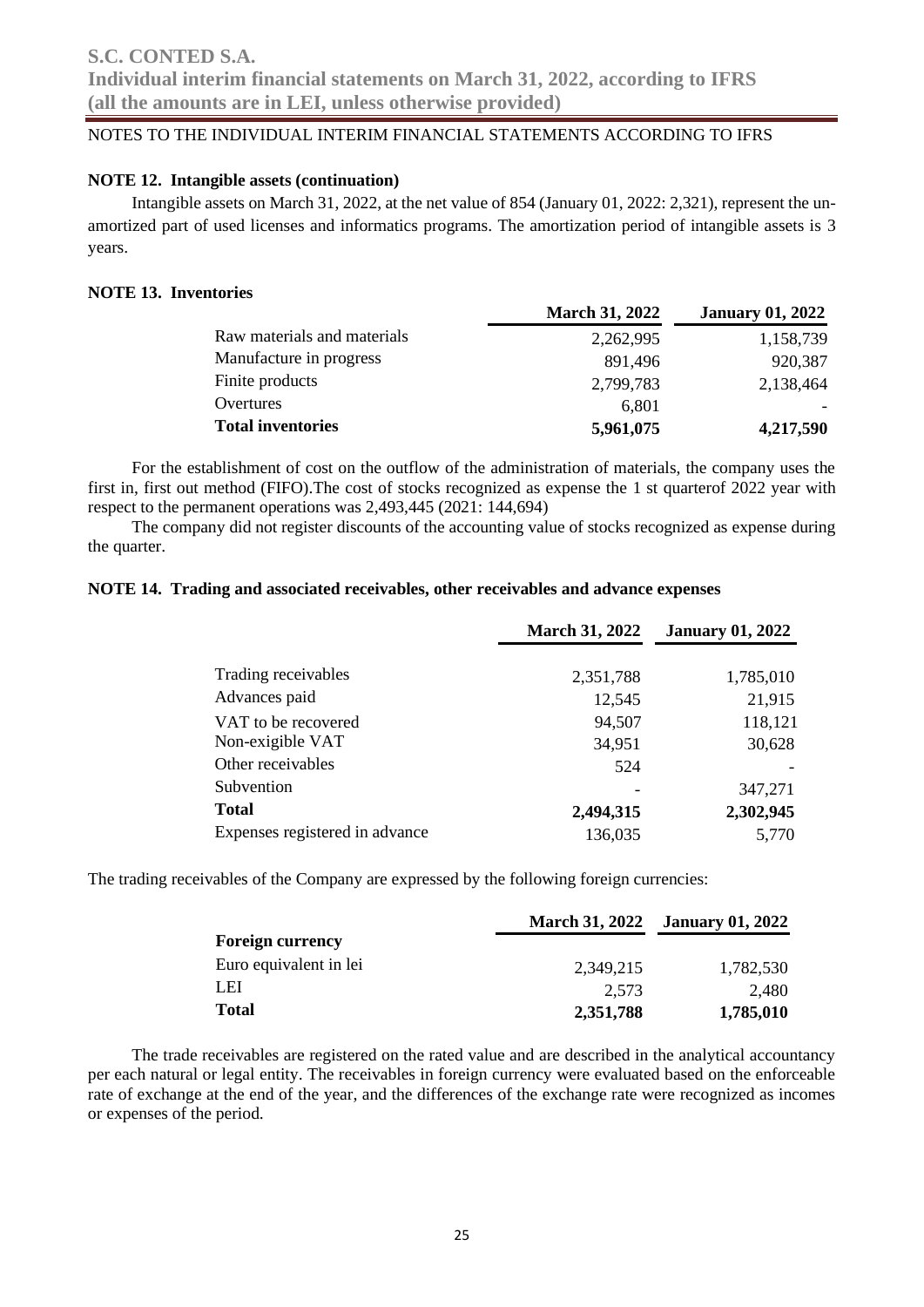NOTES TO THE INDIVIDUAL INTERIM FINANCIAL STATEMENTS ACCORDING TO IFRS

**NOTE 12. Intangible assets (continuation)**

Intangible assets on March 31, 2022, at the net value of 854 (January 01, 2022: 2,321), represent the un-amortized part of used licenses and informatics programs. The amortization period of intangible assets is 3 years.

**NOTE 13. Inventories**

| | March 31, 2022 | January 01, 2022 |
|---|---|---|
| Raw materials and materials | 2,262,995 | 1,158,739 |
| Manufacture in progress | 891,496 | 920,387 |
| Finite products | 2,799,783 | 2,138,464 |
| Overtures | 6,801 | - |
| **Total inventories** | **5,961,075** | **4,217,590** |

For the establishment of cost on the outflow of the administration of materials, the company uses the first in, first out method (FIFO).The cost of stocks recognized as expense the 1 st quarterof 2022 year with respect to the permanent operations was 2,493,445 (2021: 144,694)

The company did not register discounts of the accounting value of stocks recognized as expense during the quarter.

**NOTE 14. Trading and associated receivables, other receivables and advance expenses**

| | March 31, 2022 | January 01, 2022 |
|---|---|---|
| Trading receivables | 2,351,788 | 1,785,010 |
| Advances paid | 12,545 | 21,915 |
| VAT to be recovered | 94,507 | 118,121 |
| Non-exigible VAT | 34,951 | 30,628 |
| Other receivables | 524 | - |
| Subvention | - | 347,271 |
| **Total** | **2,494,315** | **2,302,945** |
| Expenses registered in advance | 136,035 | 5,770 |

The trading receivables of the Company are expressed by the following foreign currencies:

| | March 31, 2022 | January 01, 2022 |
|---|---|---|
| **Foreign currency** | | |
| Euro equivalent in lei | 2,349,215 | 1,782,530 |
| LEI | 2,573 | 2,480 |
| **Total** | **2,351,788** | **1,785,010** |

The trade receivables are registered on the rated value and are described in the analytical accountancy per each natural or legal entity. The receivables in foreign currency were evaluated based on the enforceable rate of exchange at the end of the year, and the differences of the exchange rate were recognized as incomes or expenses of the period.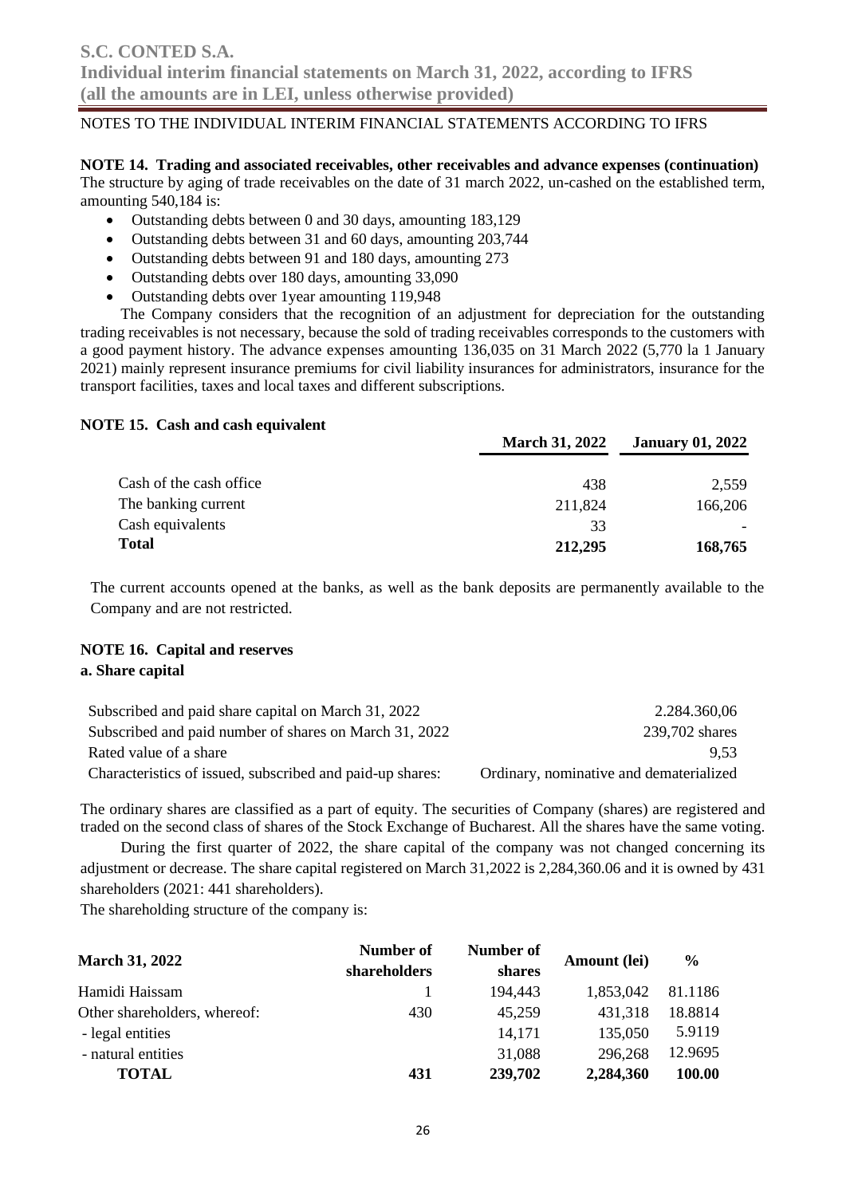NOTES TO THE INDIVIDUAL INTERIM FINANCIAL STATEMENTS ACCORDING TO IFRS

**NOTE 14. Trading and associated receivables, other receivables and advance expenses (continuation)**

The structure by aging of trade receivables on the date of 31 march 2022, un-cashed on the established term, amounting 540,184 is:

- Outstanding debts between 0 and 30 days, amounting 183,129
- Outstanding debts between 31 and 60 days, amounting 203,744
- Outstanding debts between 91 and 180 days, amounting 273
- Outstanding debts over 180 days, amounting 33,090
- Outstanding debts over 1year amounting 119,948

The Company considers that the recognition of an adjustment for depreciation for the outstanding trading receivables is not necessary, because the sold of trading receivables corresponds to the customers with a good payment history. The advance expenses amounting 136,035 on 31 March 2022 (5,770 la 1 January 2021) mainly represent insurance premiums for civil liability insurances for administrators, insurance for the transport facilities, taxes and local taxes and different subscriptions.

**NOTE 15. Cash and cash equivalent**

| | March 31, 2022 | January 01, 2022 |
|---|---|---|
| Cash of the cash office | 438 | 2,559 |
| The banking current | 211,824 | 166,206 |
| Cash equivalents | 33 | - |
| **Total** | **212,295** | **168,765** |

The current accounts opened at the banks, as well as the bank deposits are permanently available to the Company and are not restricted.

**NOTE 16. Capital and reserves**

**a. Share capital**

| | |
|---|---|
| Subscribed and paid share capital on March 31, 2022 | 2.284.360,06 |
| Subscribed and paid number of shares on March 31, 2022 | 239,702 shares |
| Rated value of a share | 9,53 |
| Characteristics of issued, subscribed and paid-up shares: | Ordinary, nominative and dematerialized |

The ordinary shares are classified as a part of equity. The securities of Company (shares) are registered and traded on the second class of shares of the Stock Exchange of Bucharest. All the shares have the same voting.

During the first quarter of 2022, the share capital of the company was not changed concerning its adjustment or decrease. The share capital registered on March 31,2022 is 2,284,360.06 and it is owned by 431 shareholders (2021: 441 shareholders).

The shareholding structure of the company is:

| March 31, 2022 | Number of shareholders | Number of shares | Amount (lei) | % |
|---|---|---|---|---|
| Hamidi Haissam | 1 | 194,443 | 1,853,042 | 81.1186 |
| Other shareholders, whereof: | 430 | 45,259 | 431,318 | 18.8814 |
| - legal entities | | 14,171 | 135,050 | 5.9119 |
| - natural entities | | 31,088 | 296,268 | 12.9695 |
| **TOTAL** | **431** | **239,702** | **2,284,360** | **100.00** |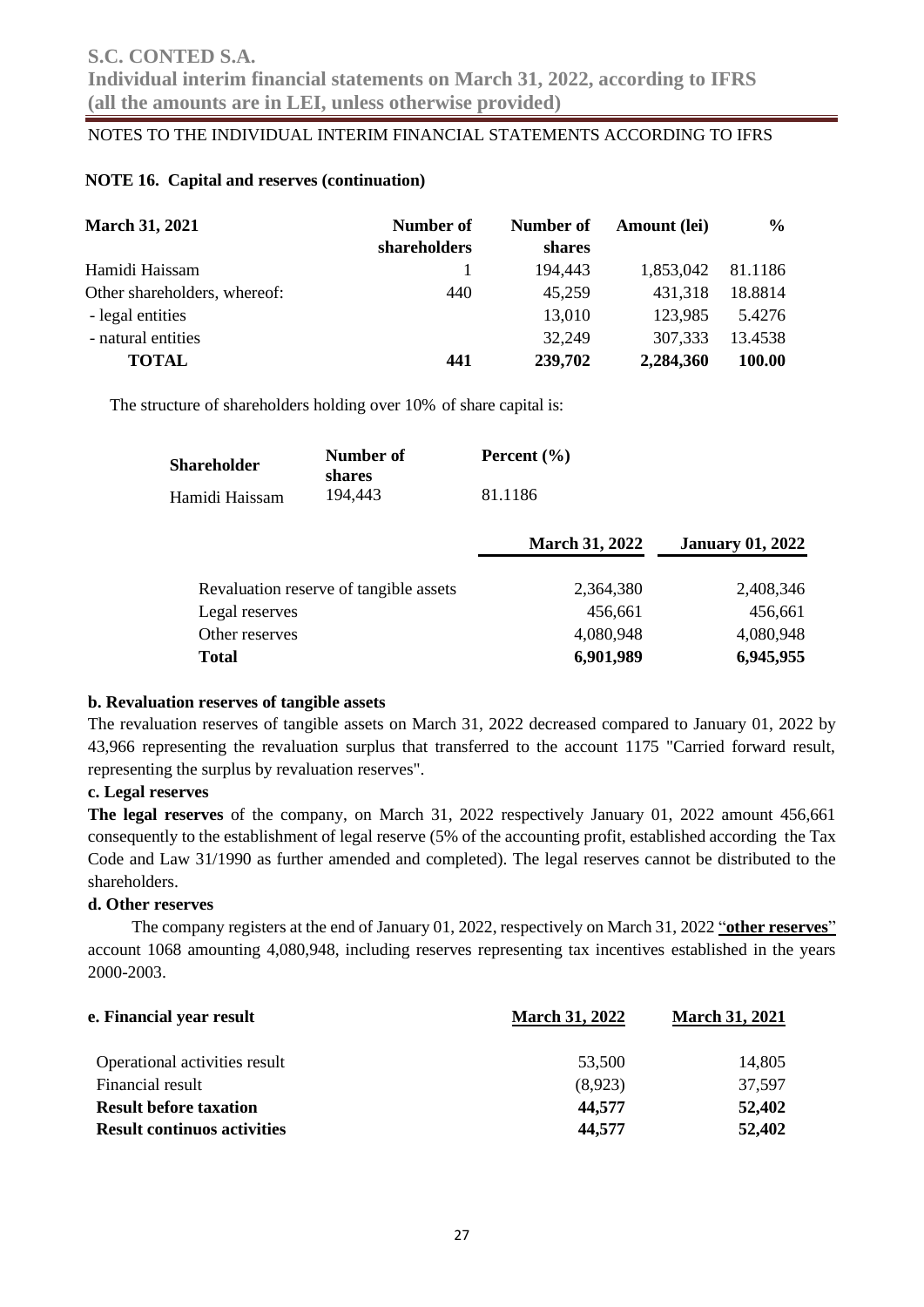NOTES TO THE INDIVIDUAL INTERIM FINANCIAL STATEMENTS ACCORDING TO IFRS

**NOTE 16. Capital and reserves (continuation)**

| March 31, 2021 | Number of shareholders | Number of shares | Amount (lei) | % |
|---|---|---|---|---|
| Hamidi Haissam | 1 | 194,443 | 1,853,042 | 81.1186 |
| Other shareholders, whereof: | 440 | 45,259 | 431,318 | 18.8814 |
| - legal entities | | 13,010 | 123,985 | 5.4276 |
| - natural entities | | 32,249 | 307,333 | 13.4538 |
| **TOTAL** | **441** | **239,702** | **2,284,360** | **100.00** |

The structure of shareholders holding over 10% of share capital is:

| Shareholder | Number of shares | Percent (%) |
|---|---|---|
| Hamidi Haissam | 194,443 | 81.1186 |

| | March 31, 2022 | January 01, 2022 |
|---|---|---|
| Revaluation reserve of tangible assets | 2,364,380 | 2,408,346 |
| Legal reserves | 456,661 | 456,661 |
| Other reserves | 4,080,948 | 4,080,948 |
| **Total** | **6,901,989** | **6,945,955** |

**b. Revaluation reserves of tangible assets**

The revaluation reserves of tangible assets on March 31, 2022 decreased compared to January 01, 2022 by 43,966 representing the revaluation surplus that transferred to the account 1175 "Carried forward result, representing the surplus by revaluation reserves".

**c. Legal reserves**

**The legal reserves** of the company, on March 31, 2022 respectively January 01, 2022 amount 456,661 consequently to the establishment of legal reserve (5% of the accounting profit, established according the Tax Code and Law 31/1990 as further amended and completed). The legal reserves cannot be distributed to the shareholders.

**d. Other reserves**

The company registers at the end of January 01, 2022, respectively on March 31, 2022 "**other reserves**" account 1068 amounting 4,080,948, including reserves representing tax incentives established in the years 2000-2003.

| e. Financial year result | March 31, 2022 | March 31, 2021 |
|---|---|---|
| Operational activities result | 53,500 | 14,805 |
| Financial result | (8,923) | 37,597 |
| **Result before taxation** | **44,577** | **52,402** |
| **Result continuos activities** | **44,577** | **52,402** |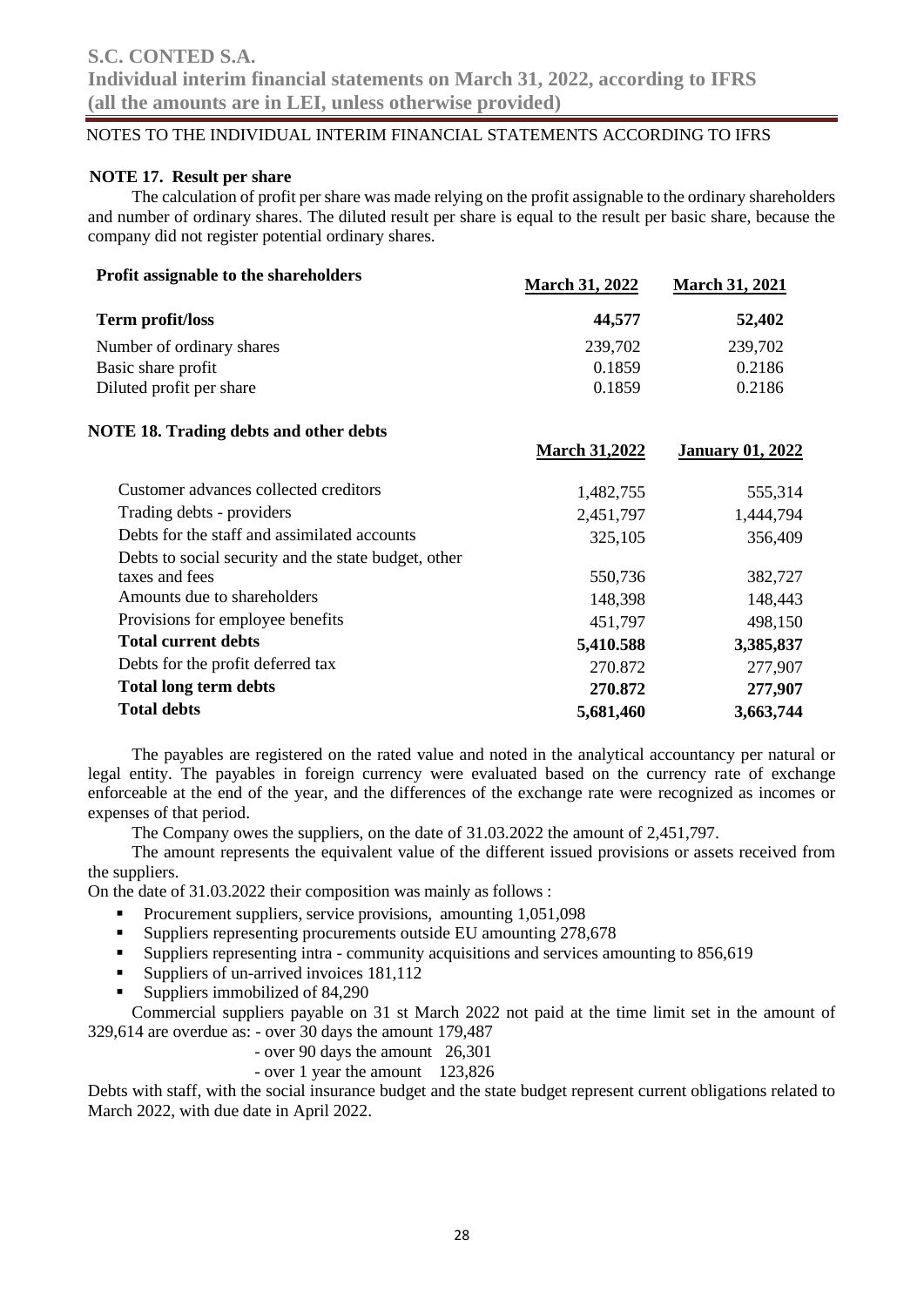NOTES TO THE INDIVIDUAL INTERIM FINANCIAL STATEMENTS ACCORDING TO IFRS

### NOTE 17. Result per share

The calculation of profit per share was made relying on the profit assignable to the ordinary shareholders and number of ordinary shares. The diluted result per share is equal to the result per basic share, because the company did not register potential ordinary shares.

| Profit assignable to the shareholders | March 31, 2022 | March 31, 2021 |
|---|---|---|
| **Term profit/loss** | **44,577** | **52,402** |
| Number of ordinary shares | 239,702 | 239,702 |
| Basic share profit | 0.1859 | 0.2186 |
| Diluted profit per share | 0.1859 | 0.2186 |

### NOTE 18. Trading debts and other debts

| | March 31,2022 | January 01, 2022 |
|---|---|---|
| Customer advances collected creditors | 1,482,755 | 555,314 |
| Trading debts - providers | 2,451,797 | 1,444,794 |
| Debts for the staff and assimilated accounts | 325,105 | 356,409 |
| Debts to social security and the state budget, other taxes and fees | 550,736 | 382,727 |
| Amounts due to shareholders | 148,398 | 148,443 |
| Provisions for employee benefits | 451,797 | 498,150 |
| **Total current debts** | **5,410.588** | **3,385,837** |
| Debts for the profit deferred tax | 270.872 | 277,907 |
| **Total long term debts** | **270.872** | **277,907** |
| **Total debts** | **5,681,460** | **3,663,744** |

The payables are registered on the rated value and noted in the analytical accountancy per natural or legal entity. The payables in foreign currency were evaluated based on the currency rate of exchange enforceable at the end of the year, and the differences of the exchange rate were recognized as incomes or expenses of that period.

The Company owes the suppliers, on the date of 31.03.2022 the amount of 2,451,797.

The amount represents the equivalent value of the different issued provisions or assets received from the suppliers.

On the date of 31.03.2022 their composition was mainly as follows :

- Procurement suppliers, service provisions, amounting 1,051,098
- Suppliers representing procurements outside EU amounting 278,678
- Suppliers representing intra - community acquisitions and services amounting to 856,619
- Suppliers of un-arrived invoices 181,112
- Suppliers immobilized of 84,290

Commercial suppliers payable on 31 st March 2022 not paid at the time limit set in the amount of 329,614 are overdue as: - over 30 days the amount 179,487

- over 90 days the amount 26,301
- over 1 year the amount 123,826

Debts with staff, with the social insurance budget and the state budget represent current obligations related to March 2022, with due date in April 2022.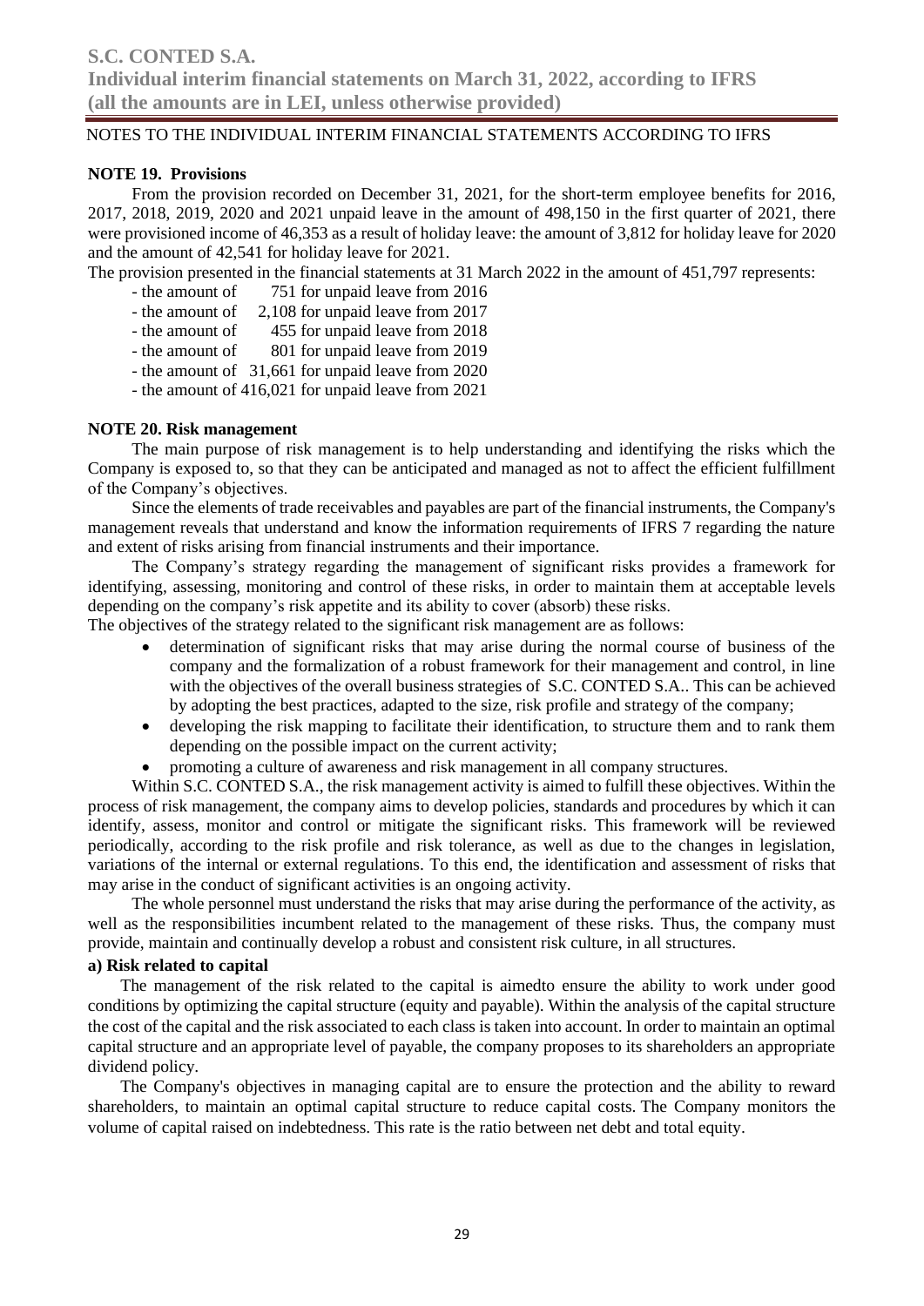NOTES TO THE INDIVIDUAL INTERIM FINANCIAL STATEMENTS ACCORDING TO IFRS

**NOTE 19. Provisions**

From the provision recorded on December 31, 2021, for the short-term employee benefits for 2016, 2017, 2018, 2019, 2020 and 2021 unpaid leave in the amount of 498,150 in the first quarter of 2021, there were provisioned income of 46,353 as a result of holiday leave: the amount of 3,812 for holiday leave for 2020 and the amount of 42,541 for holiday leave for 2021.

The provision presented in the financial statements at 31 March 2022 in the amount of 451,797 represents:

- the amount of 751 for unpaid leave from 2016
- the amount of 2,108 for unpaid leave from 2017
- the amount of 455 for unpaid leave from 2018
- the amount of 801 for unpaid leave from 2019
- the amount of 31,661 for unpaid leave from 2020
- the amount of 416,021 for unpaid leave from 2021

**NOTE 20. Risk management**

The main purpose of risk management is to help understanding and identifying the risks which the Company is exposed to, so that they can be anticipated and managed as not to affect the efficient fulfillment of the Company's objectives.

Since the elements of trade receivables and payables are part of the financial instruments, the Company's management reveals that understand and know the information requirements of IFRS 7 regarding the nature and extent of risks arising from financial instruments and their importance.

The Company's strategy regarding the management of significant risks provides a framework for identifying, assessing, monitoring and control of these risks, in order to maintain them at acceptable levels depending on the company's risk appetite and its ability to cover (absorb) these risks.

The objectives of the strategy related to the significant risk management are as follows:

- determination of significant risks that may arise during the normal course of business of the company and the formalization of a robust framework for their management and control, in line with the objectives of the overall business strategies of S.C. CONTED S.A.. This can be achieved by adopting the best practices, adapted to the size, risk profile and strategy of the company;
- developing the risk mapping to facilitate their identification, to structure them and to rank them depending on the possible impact on the current activity;
- promoting a culture of awareness and risk management in all company structures.

Within S.C. CONTED S.A., the risk management activity is aimed to fulfill these objectives. Within the process of risk management, the company aims to develop policies, standards and procedures by which it can identify, assess, monitor and control or mitigate the significant risks. This framework will be reviewed periodically, according to the risk profile and risk tolerance, as well as due to the changes in legislation, variations of the internal or external regulations. To this end, the identification and assessment of risks that may arise in the conduct of significant activities is an ongoing activity.

The whole personnel must understand the risks that may arise during the performance of the activity, as well as the responsibilities incumbent related to the management of these risks. Thus, the company must provide, maintain and continually develop a robust and consistent risk culture, in all structures.

**a) Risk related to capital**

The management of the risk related to the capital is aimedto ensure the ability to work under good conditions by optimizing the capital structure (equity and payable). Within the analysis of the capital structure the cost of the capital and the risk associated to each class is taken into account. In order to maintain an optimal capital structure and an appropriate level of payable, the company proposes to its shareholders an appropriate dividend policy.

The Company's objectives in managing capital are to ensure the protection and the ability to reward shareholders, to maintain an optimal capital structure to reduce capital costs. The Company monitors the volume of capital raised on indebtedness. This rate is the ratio between net debt and total equity.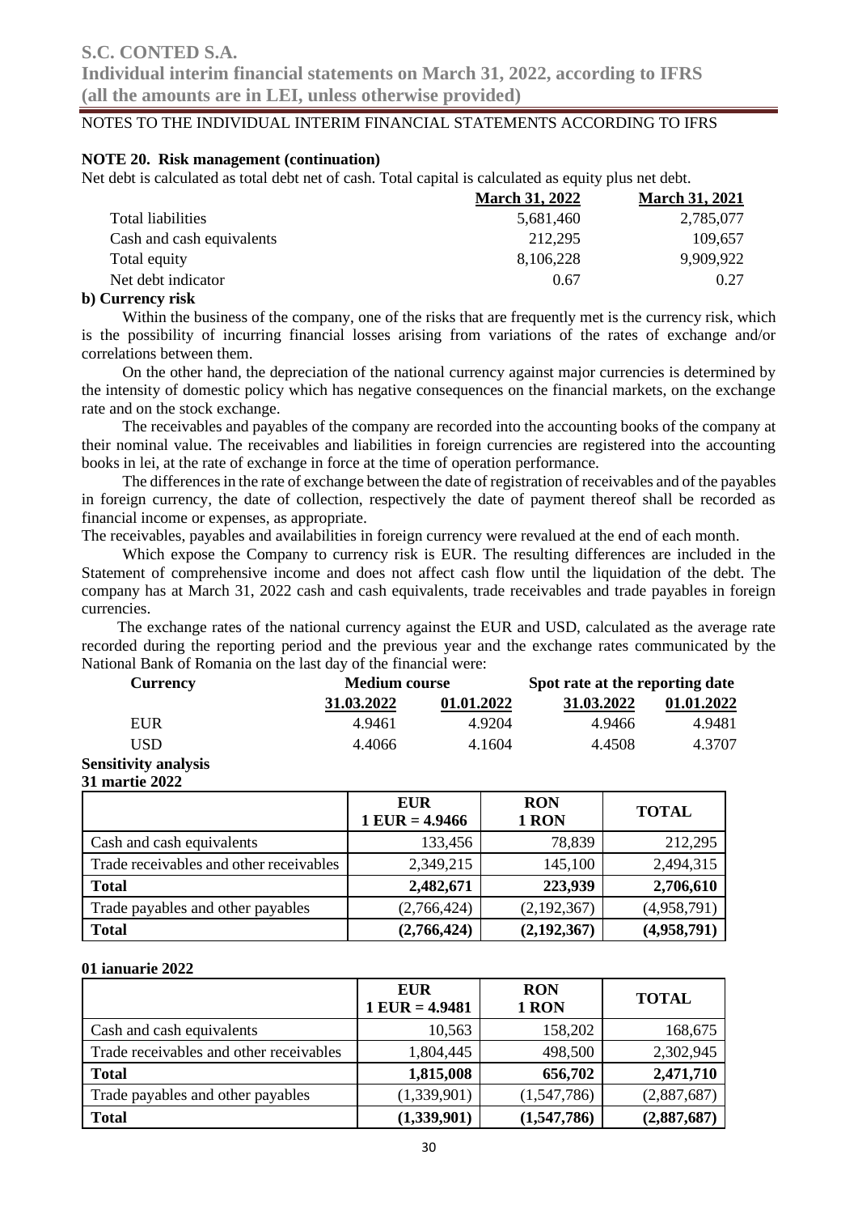NOTES TO THE INDIVIDUAL INTERIM FINANCIAL STATEMENTS ACCORDING TO IFRS

**NOTE 20. Risk management (continuation)**

Net debt is calculated as total debt net of cash. Total capital is calculated as equity plus net debt.

| | March 31, 2022 | March 31, 2021 |
|---|---|---|
| Total liabilities | 5,681,460 | 2,785,077 |
| Cash and cash equivalents | 212,295 | 109,657 |
| Total equity | 8,106,228 | 9,909,922 |
| Net debt indicator | 0.67 | 0.27 |

**b) Currency risk**

Within the business of the company, one of the risks that are frequently met is the currency risk, which is the possibility of incurring financial losses arising from variations of the rates of exchange and/or correlations between them.

On the other hand, the depreciation of the national currency against major currencies is determined by the intensity of domestic policy which has negative consequences on the financial markets, on the exchange rate and on the stock exchange.

The receivables and payables of the company are recorded into the accounting books of the company at their nominal value. The receivables and liabilities in foreign currencies are registered into the accounting books in lei, at the rate of exchange in force at the time of operation performance.

The differences in the rate of exchange between the date of registration of receivables and of the payables in foreign currency, the date of collection, respectively the date of payment thereof shall be recorded as financial income or expenses, as appropriate.

The receivables, payables and availabilities in foreign currency were revalued at the end of each month.

Which expose the Company to currency risk is EUR. The resulting differences are included in the Statement of comprehensive income and does not affect cash flow until the liquidation of the debt. The company has at March 31, 2022 cash and cash equivalents, trade receivables and trade payables in foreign currencies.

The exchange rates of the national currency against the EUR and USD, calculated as the average rate recorded during the reporting period and the previous year and the exchange rates communicated by the National Bank of Romania on the last day of the financial were:

| Currency | Medium course | | Spot rate at the reporting date | |
|---|---|---|---|---|
| | 31.03.2022 | 01.01.2022 | 31.03.2022 | 01.01.2022 |
| EUR | 4.9461 | 4.9204 | 4.9466 | 4.9481 |
| USD | 4.4066 | 4.1604 | 4.4508 | 4.3707 |

**Sensitivity analysis**

**31 martie 2022**

| | EUR 1 EUR = 4.9466 | RON 1 RON | TOTAL |
|---|---|---|---|
| Cash and cash equivalents | 133,456 | 78,839 | 212,295 |
| Trade receivables and other receivables | 2,349,215 | 145,100 | 2,494,315 |
| **Total** | **2,482,671** | **223,939** | **2,706,610** |
| Trade payables and other payables | (2,766,424) | (2,192,367) | (4,958,791) |
| **Total** | **(2,766,424)** | **(2,192,367)** | **(4,958,791)** |

**01 ianuarie 2022**

| | EUR 1 EUR = 4.9481 | RON 1 RON | TOTAL |
|---|---|---|---|
| Cash and cash equivalents | 10,563 | 158,202 | 168,675 |
| Trade receivables and other receivables | 1,804,445 | 498,500 | 2,302,945 |
| **Total** | **1,815,008** | **656,702** | **2,471,710** |
| Trade payables and other payables | (1,339,901) | (1,547,786) | (2,887,687) |
| **Total** | **(1,339,901)** | **(1,547,786)** | **(2,887,687)** |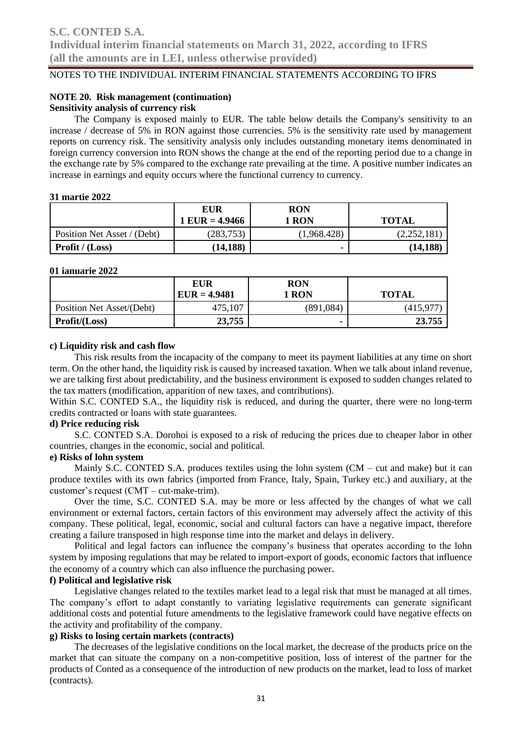NOTES TO THE INDIVIDUAL INTERIM FINANCIAL STATEMENTS ACCORDING TO IFRS

**NOTE 20. Risk management (continuation)**

**Sensitivity analysis of currency risk**

The Company is exposed mainly to EUR. The table below details the Company's sensitivity to an increase / decrease of 5% in RON against those currencies. 5% is the sensitivity rate used by management reports on currency risk. The sensitivity analysis only includes outstanding monetary items denominated in foreign currency conversion into RON shows the change at the end of the reporting period due to a change in the exchange rate by 5% compared to the exchange rate prevailing at the time. A positive number indicates an increase in earnings and equity occurs where the functional currency to currency.

**31 martie 2022**

| | EUR<br>1 EUR = 4.9466 | RON<br>1 RON | TOTAL |
|---|---|---|---|
| Position Net Asset / (Debt) | (283,753) | (1,968.428) | (2,252,181) |
| **Profit / (Loss)** | **(14,188)** | **-** | **(14,188)** |

**01 ianuarie 2022**

| | EUR<br>EUR = 4.9481 | RON<br>1 RON | TOTAL |
|---|---|---|---|
| Position Net Asset/(Debt) | 475,107 | (891,084) | (415,977) |
| **Profit/(Loss)** | **23,755** | **-** | **23.755** |

**c) Liquidity risk and cash flow**

This risk results from the incapacity of the company to meet its payment liabilities at any time on short term. On the other hand, the liquidity risk is caused by increased taxation. When we talk about inland revenue, we are talking first about predictability, and the business environment is exposed to sudden changes related to the tax matters (modification, apparition of new taxes, and contributions).

Within S.C. CONTED S.A., the liquidity risk is reduced, and during the quarter, there were no long-term credits contracted or loans with state guarantees.

**d) Price reducing risk**

S.C. CONTED S.A. Dorohoi is exposed to a risk of reducing the prices due to cheaper labor in other countries, changes in the economic, social and political.

**e) Risks of lohn system**

Mainly S.C. CONTED S.A. produces textiles using the lohn system (CM – cut and make) but it can produce textiles with its own fabrics (imported from France, Italy, Spain, Turkey etc.) and auxiliary, at the customer's request (CMT – cut-make-trim).

Over the time, S.C. CONTED S.A. may be more or less affected by the changes of what we call environment or external factors, certain factors of this environment may adversely affect the activity of this company. These political, legal, economic, social and cultural factors can have a negative impact, therefore creating a failure transposed in high response time into the market and delays in delivery.

Political and legal factors can influence the company's business that operates according to the lohn system by imposing regulations that may be related to import-export of goods, economic factors that influence the economy of a country which can also influence the purchasing power.

**f) Political and legislative risk**

Legislative changes related to the textiles market lead to a legal risk that must be managed at all times. The company's effort to adapt constantly to variating legislative requirements can generate significant additional costs and potential future amendments to the legislative framework could have negative effects on the activity and profitability of the company.

**g) Risks to losing certain markets (contracts)**

The decreases of the legislative conditions on the local market, the decrease of the products price on the market that can situate the company on a non-competitive position, loss of interest of the partner for the products of Conted as a consequence of the introduction of new products on the market, lead to loss of market (contracts).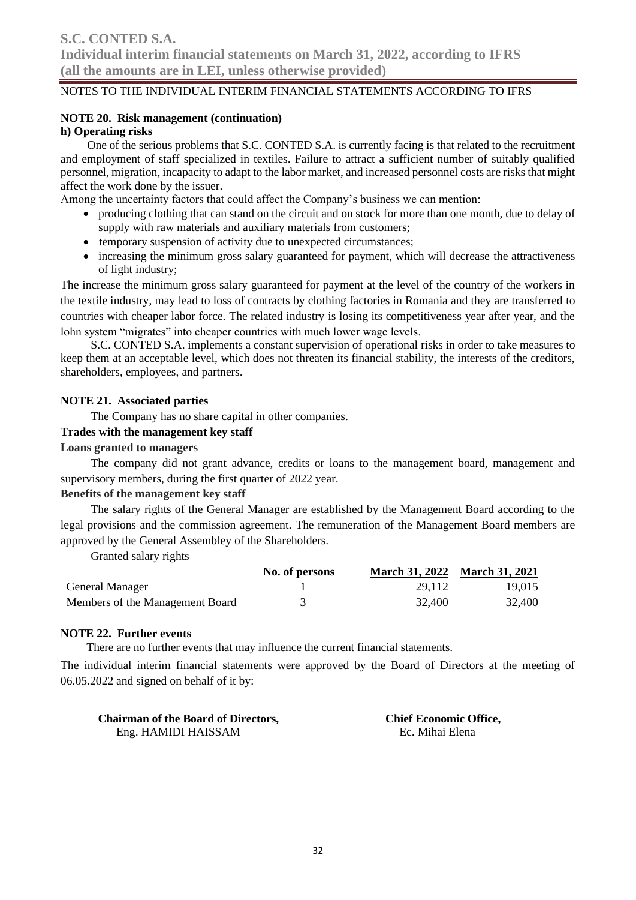NOTES TO THE INDIVIDUAL INTERIM FINANCIAL STATEMENTS ACCORDING TO IFRS

**NOTE 20. Risk management (continuation)**

**h) Operating risks**

One of the serious problems that S.C. CONTED S.A. is currently facing is that related to the recruitment and employment of staff specialized in textiles. Failure to attract a sufficient number of suitably qualified personnel, migration, incapacity to adapt to the labor market, and increased personnel costs are risks that might affect the work done by the issuer.

Among the uncertainty factors that could affect the Company's business we can mention:

- producing clothing that can stand on the circuit and on stock for more than one month, due to delay of supply with raw materials and auxiliary materials from customers;
- temporary suspension of activity due to unexpected circumstances;
- increasing the minimum gross salary guaranteed for payment, which will decrease the attractiveness of light industry;

The increase the minimum gross salary guaranteed for payment at the level of the country of the workers in the textile industry, may lead to loss of contracts by clothing factories in Romania and they are transferred to countries with cheaper labor force. The related industry is losing its competitiveness year after year, and the lohn system "migrates" into cheaper countries with much lower wage levels.

S.C. CONTED S.A. implements a constant supervision of operational risks in order to take measures to keep them at an acceptable level, which does not threaten its financial stability, the interests of the creditors, shareholders, employees, and partners.

**NOTE 21. Associated parties**

The Company has no share capital in other companies.

**Trades with the management key staff**

**Loans granted to managers**

The company did not grant advance, credits or loans to the management board, management and supervisory members, during the first quarter of 2022 year.

**Benefits of the management key staff**

The salary rights of the General Manager are established by the Management Board according to the legal provisions and the commission agreement. The remuneration of the Management Board members are approved by the General Assembley of the Shareholders.

Granted salary rights

| | No. of persons | March 31, 2022 | March 31, 2021 |
|---|---|---|---|
| General Manager | 1 | 29,112 | 19,015 |
| Members of the Management Board | 3 | 32,400 | 32,400 |

**NOTE 22. Further events**

There are no further events that may influence the current financial statements.

The individual interim financial statements were approved by the Board of Directors at the meeting of 06.05.2022 and signed on behalf of it by:

**Chairman of the Board of Directors,**
Eng. HAMIDI HAISSAM

**Chief Economic Office,**
Ec. Mihai Elena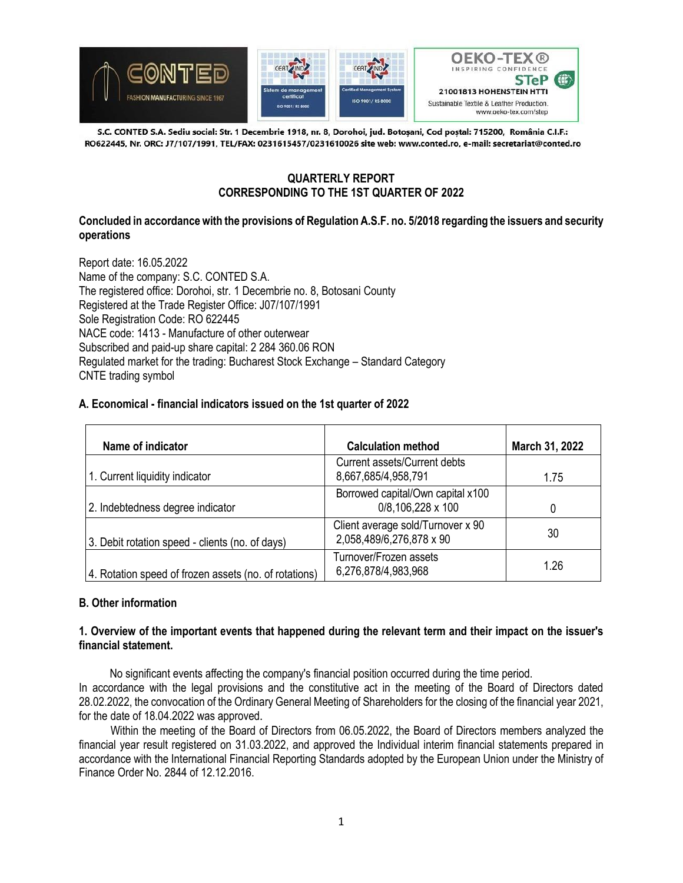S.C. CONTED S.A. Sediu social: Str. 1 Decembrie 1918, nr. 8, Dorohoi, jud. Botoșani, Cod poștal: 715200, România C.I.F.: RO622445, Nr. ORC: J7/107/1991, TEL/FAX: 0231615457/0231610026 site web: www.conted.ro, e-mail: secretariat@conted.ro

## QUARTERLY REPORT
## CORRESPONDING TO THE 1ST QUARTER OF 2022

**Concluded in accordance with the provisions of Regulation A.S.F. no. 5/2018 regarding the issuers and security operations**

Report date: 16.05.2022
Name of the company: S.C. CONTED S.A.
The registered office: Dorohoi, str. 1 Decembrie no. 8, Botosani County
Registered at the Trade Register Office: J07/107/1991
Sole Registration Code: RO 622445
NACE code: 1413 - Manufacture of other outerwear
Subscribed and paid-up share capital: 2 284 360.06 RON
Regulated market for the trading: Bucharest Stock Exchange – Standard Category
CNTE trading symbol

### A. Economical - financial indicators issued on the 1st quarter of 2022

| Name of indicator | Calculation method | March 31, 2022 |
|---|---|---|
| 1. Current liquidity indicator | Current assets/Current debts 8,667,685/4,958,791 | 1.75 |
| 2. Indebtedness degree indicator | Borrowed capital/Own capital x100 0/8,106,228 x 100 | 0 |
| 3. Debit rotation speed - clients (no. of days) | Client average sold/Turnover x 90 2,058,489/6,276,878 x 90 | 30 |
| 4. Rotation speed of frozen assets (no. of rotations) | Turnover/Frozen assets 6,276,878/4,983,968 | 1.26 |

### B. Other information

**1. Overview of the important events that happened during the relevant term and their impact on the issuer's financial statement.**

No significant events affecting the company's financial position occurred during the time period.
In accordance with the legal provisions and the constitutive act in the meeting of the Board of Directors dated 28.02.2022, the convocation of the Ordinary General Meeting of Shareholders for the closing of the financial year 2021, for the date of 18.04.2022 was approved.

Within the meeting of the Board of Directors from 06.05.2022, the Board of Directors members analyzed the financial year result registered on 31.03.2022, and approved the Individual interim financial statements prepared in accordance with the International Financial Reporting Standards adopted by the European Union under the Ministry of Finance Order No. 2844 of 12.12.2016.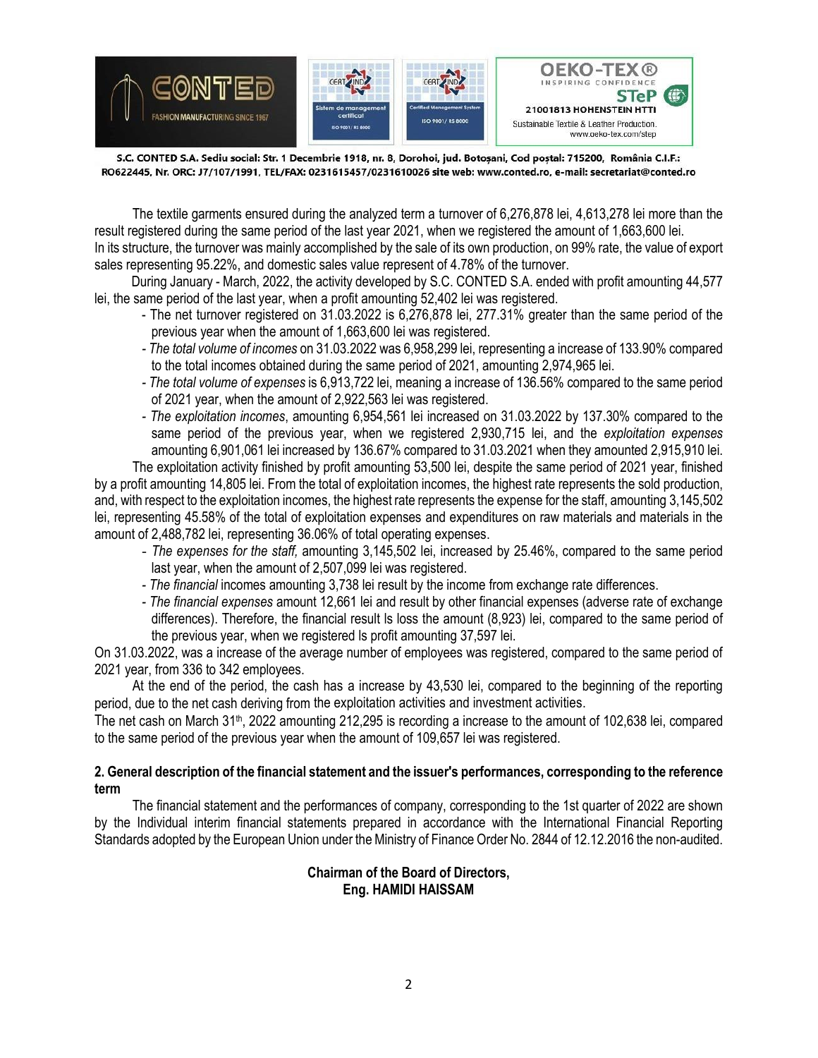The textile garments ensured during the analyzed term a turnover of 6,276,878 lei, 4,613,278 lei more than the result registered during the same period of the last year 2021, when we registered the amount of 1,663,600 lei.
In its structure, the turnover was mainly accomplished by the sale of its own production, on 99% rate, the value of export sales representing 95.22%, and domestic sales value represent of 4.78% of the turnover.

During January - March, 2022, the activity developed by S.C. CONTED S.A. ended with profit amounting 44,577 lei, the same period of the last year, when a profit amounting 52,402 lei was registered.

- The net turnover registered on 31.03.2022 is 6,276,878 lei, 277.31% greater than the same period of the previous year when the amount of 1,663,600 lei was registered.
- *The total volume of incomes* on 31.03.2022 was 6,958,299 lei, representing a increase of 133.90% compared to the total incomes obtained during the same period of 2021, amounting 2,974,965 lei.
- *The total volume of expenses* is 6,913,722 lei, meaning a increase of 136.56% compared to the same period of 2021 year, when the amount of 2,922,563 lei was registered.
- *The exploitation incomes*, amounting 6,954,561 lei increased on 31.03.2022 by 137.30% compared to the same period of the previous year, when we registered 2,930,715 lei, and the *exploitation expenses* amounting 6,901,061 lei increased by 136.67% compared to 31.03.2021 when they amounted 2,915,910 lei.

The exploitation activity finished by profit amounting 53,500 lei, despite the same period of 2021 year, finished by a profit amounting 14,805 lei. From the total of exploitation incomes, the highest rate represents the sold production, and, with respect to the exploitation incomes, the highest rate represents the expense for the staff, amounting 3,145,502 lei, representing 45.58% of the total of exploitation expenses and expenditures on raw materials and materials in the amount of 2,488,782 lei, representing 36.06% of total operating expenses.

- *The expenses for the staff,* amounting 3,145,502 lei, increased by 25.46%, compared to the same period last year, when the amount of 2,507,099 lei was registered.
- *The financial* incomes amounting 3,738 lei result by the income from exchange rate differences.
- *The financial expenses* amount 12,661 lei and result by other financial expenses (adverse rate of exchange differences). Therefore, the financial result Is loss the amount (8,923) lei, compared to the same period of the previous year, when we registered Is profit amounting 37,597 lei.

On 31.03.2022, was a increase of the average number of employees was registered, compared to the same period of 2021 year, from 336 to 342 employees.

At the end of the period, the cash has a increase by 43,530 lei, compared to the beginning of the reporting period, due to the net cash deriving from the exploitation activities and investment activities.

The net cash on March 31th, 2022 amounting 212,295 is recording a increase to the amount of 102,638 lei, compared to the same period of the previous year when the amount of 109,657 lei was registered.

**2. General description of the financial statement and the issuer's performances, corresponding to the reference term**

The financial statement and the performances of company, corresponding to the 1st quarter of 2022 are shown by the Individual interim financial statements prepared in accordance with the International Financial Reporting Standards adopted by the European Union under the Ministry of Finance Order No. 2844 of 12.12.2016 the non-audited.

**Chairman of the Board of Directors,**
**Eng. HAMIDI HAISSAM**